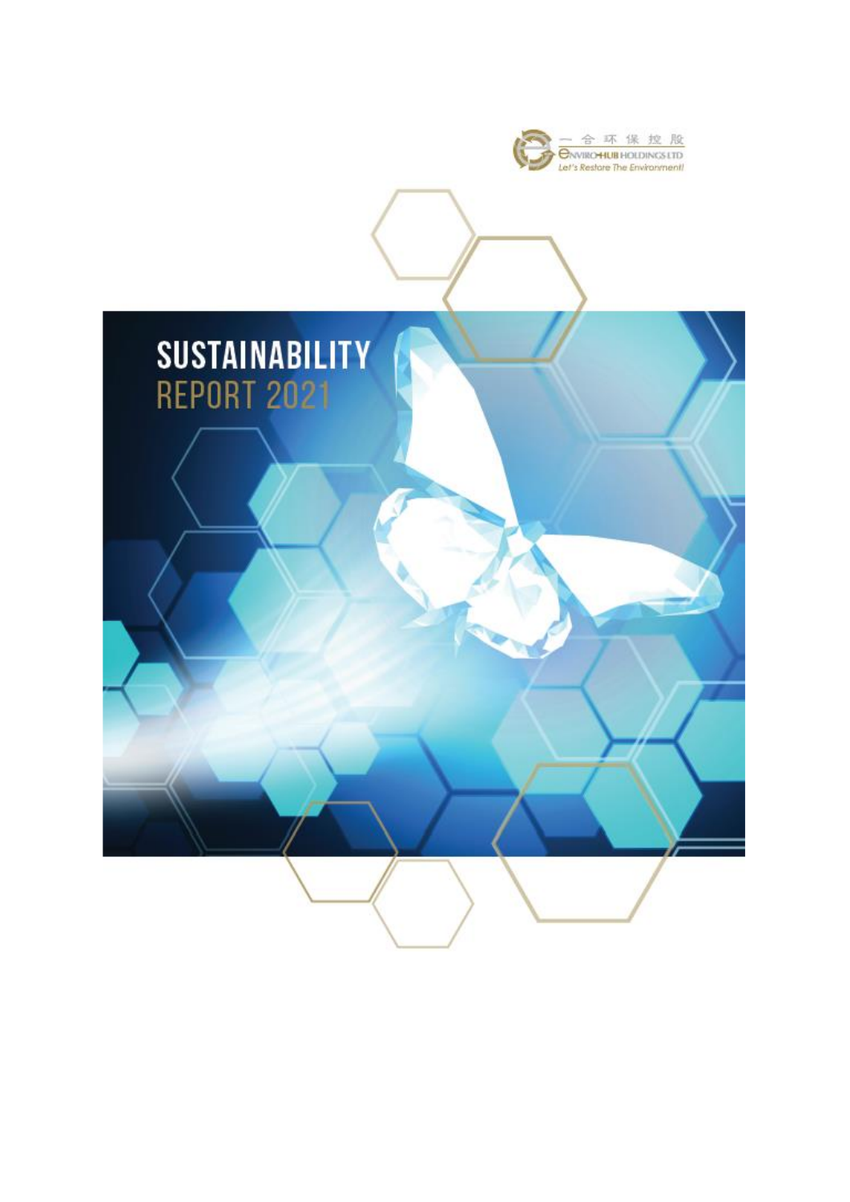一合环保控股

ENVIRO-HUB HOLDINGS LTD

*Let's Restore The Environment!*

# SUSTAINABILITY REPORT 2021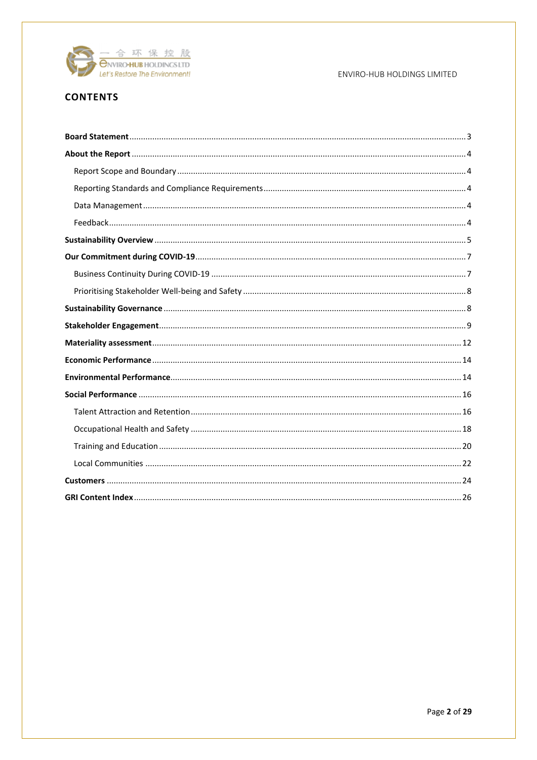## CONTENTS

**Board Statement** ........ 3

**About the Report** ........ 4

- Report Scope and Boundary ........ 4
- Reporting Standards and Compliance Requirements ........ 4
- Data Management ........ 4
- Feedback ........ 4

**Sustainability Overview** ........ 5

**Our Commitment during COVID-19** ........ 7

- Business Continuity During COVID-19 ........ 7
- Prioritising Stakeholder Well-being and Safety ........ 8

**Sustainability Governance** ........ 8

**Stakeholder Engagement** ........ 9

**Materiality assessment** ........ 12

**Economic Performance** ........ 14

**Environmental Performance** ........ 14

**Social Performance** ........ 16

- Talent Attraction and Retention ........ 16
- Occupational Health and Safety ........ 18
- Training and Education ........ 20
- Local Communities ........ 22

**Customers** ........ 24

**GRI Content Index** ........ 26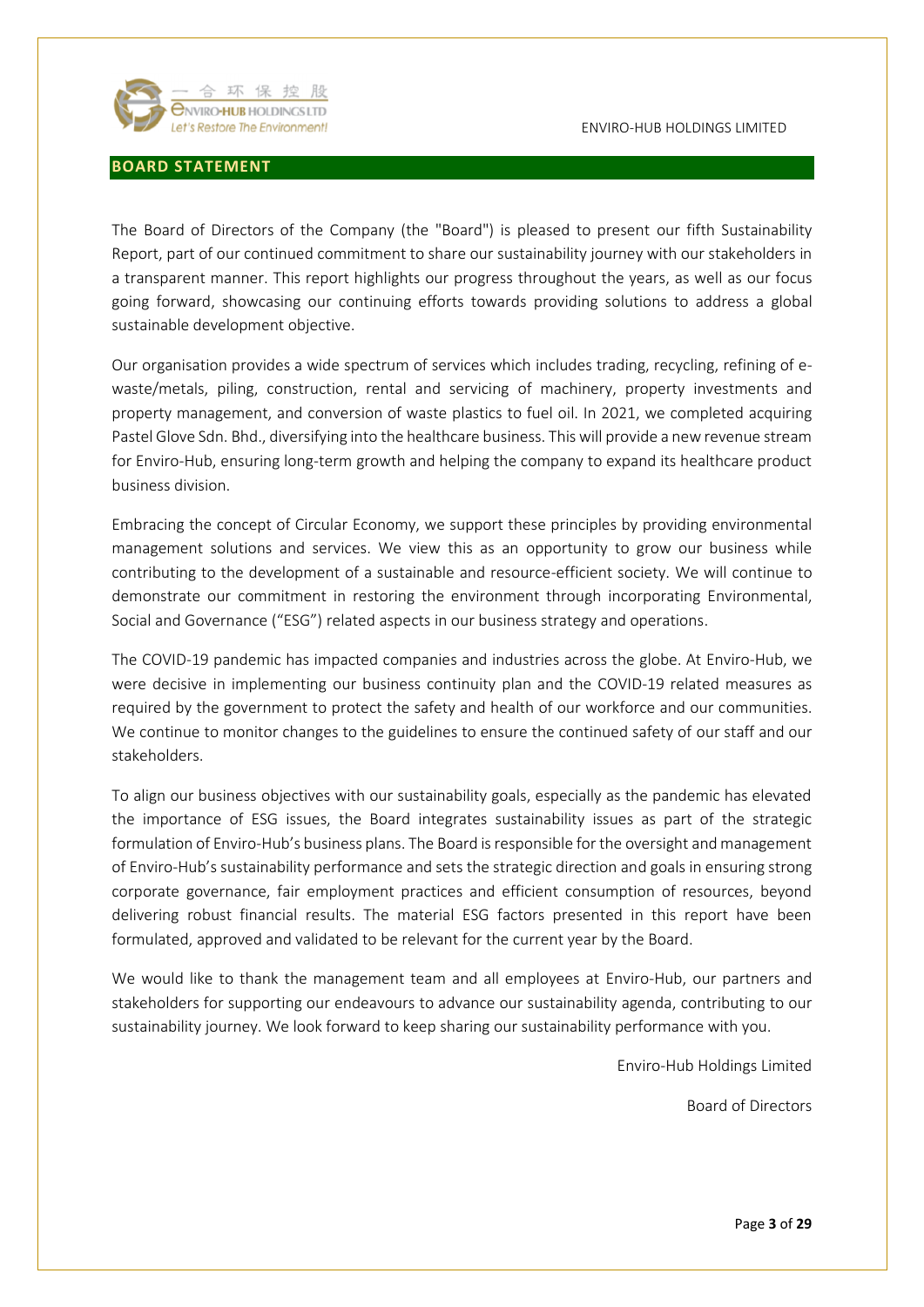## BOARD STATEMENT

The Board of Directors of the Company (the "Board") is pleased to present our fifth Sustainability Report, part of our continued commitment to share our sustainability journey with our stakeholders in a transparent manner. This report highlights our progress throughout the years, as well as our focus going forward, showcasing our continuing efforts towards providing solutions to address a global sustainable development objective.

Our organisation provides a wide spectrum of services which includes trading, recycling, refining of e-waste/metals, piling, construction, rental and servicing of machinery, property investments and property management, and conversion of waste plastics to fuel oil. In 2021, we completed acquiring Pastel Glove Sdn. Bhd., diversifying into the healthcare business. This will provide a new revenue stream for Enviro-Hub, ensuring long-term growth and helping the company to expand its healthcare product business division.

Embracing the concept of Circular Economy, we support these principles by providing environmental management solutions and services. We view this as an opportunity to grow our business while contributing to the development of a sustainable and resource-efficient society. We will continue to demonstrate our commitment in restoring the environment through incorporating Environmental, Social and Governance ("ESG") related aspects in our business strategy and operations.

The COVID-19 pandemic has impacted companies and industries across the globe. At Enviro-Hub, we were decisive in implementing our business continuity plan and the COVID-19 related measures as required by the government to protect the safety and health of our workforce and our communities. We continue to monitor changes to the guidelines to ensure the continued safety of our staff and our stakeholders.

To align our business objectives with our sustainability goals, especially as the pandemic has elevated the importance of ESG issues, the Board integrates sustainability issues as part of the strategic formulation of Enviro-Hub's business plans. The Board is responsible for the oversight and management of Enviro-Hub's sustainability performance and sets the strategic direction and goals in ensuring strong corporate governance, fair employment practices and efficient consumption of resources, beyond delivering robust financial results. The material ESG factors presented in this report have been formulated, approved and validated to be relevant for the current year by the Board.

We would like to thank the management team and all employees at Enviro-Hub, our partners and stakeholders for supporting our endeavours to advance our sustainability agenda, contributing to our sustainability journey. We look forward to keep sharing our sustainability performance with you.

Enviro-Hub Holdings Limited

Board of Directors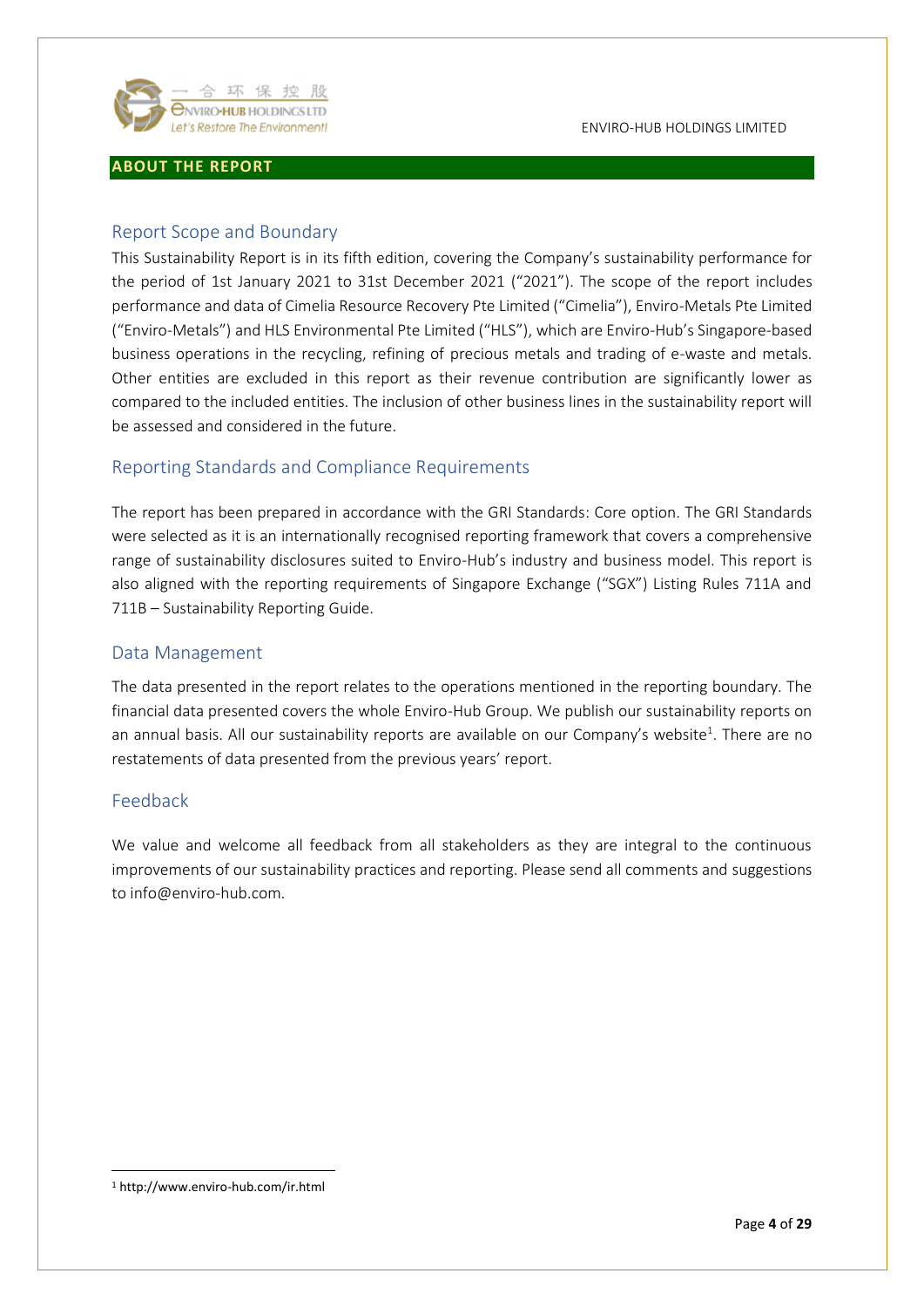## ABOUT THE REPORT

### Report Scope and Boundary

This Sustainability Report is in its fifth edition, covering the Company's sustainability performance for the period of 1st January 2021 to 31st December 2021 ("2021"). The scope of the report includes performance and data of Cimelia Resource Recovery Pte Limited ("Cimelia"), Enviro-Metals Pte Limited ("Enviro-Metals") and HLS Environmental Pte Limited ("HLS"), which are Enviro-Hub's Singapore-based business operations in the recycling, refining of precious metals and trading of e-waste and metals. Other entities are excluded in this report as their revenue contribution are significantly lower as compared to the included entities. The inclusion of other business lines in the sustainability report will be assessed and considered in the future.

### Reporting Standards and Compliance Requirements

The report has been prepared in accordance with the GRI Standards: Core option. The GRI Standards were selected as it is an internationally recognised reporting framework that covers a comprehensive range of sustainability disclosures suited to Enviro-Hub's industry and business model. This report is also aligned with the reporting requirements of Singapore Exchange ("SGX") Listing Rules 711A and 711B – Sustainability Reporting Guide.

### Data Management

The data presented in the report relates to the operations mentioned in the reporting boundary. The financial data presented covers the whole Enviro-Hub Group. We publish our sustainability reports on an annual basis. All our sustainability reports are available on our Company's website[1]. There are no restatements of data presented from the previous years' report.

### Feedback

We value and welcome all feedback from all stakeholders as they are integral to the continuous improvements of our sustainability practices and reporting. Please send all comments and suggestions to info@enviro-hub.com.

[1] http://www.enviro-hub.com/ir.html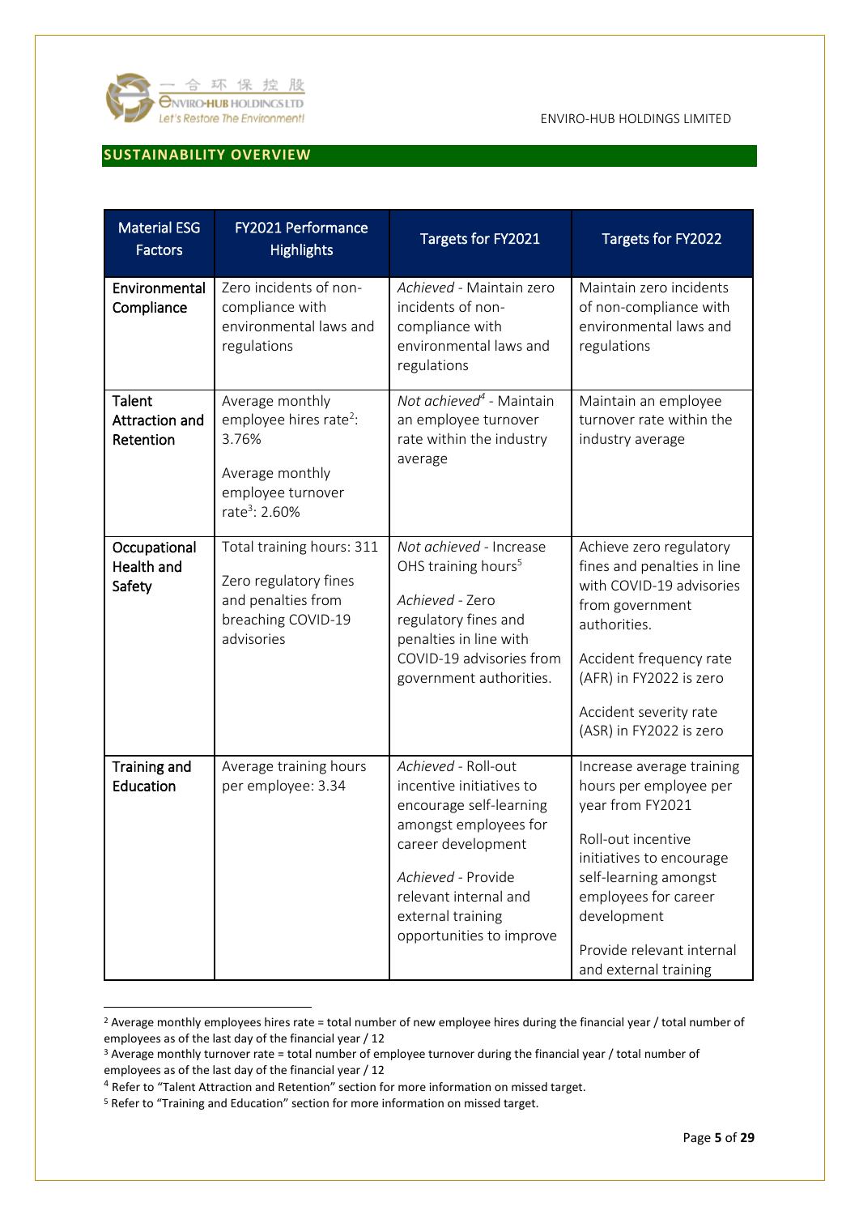## SUSTAINABILITY OVERVIEW

| Material ESG Factors | FY2021 Performance Highlights | Targets for FY2021 | Targets for FY2022 |
|---|---|---|---|
| Environmental Compliance | Zero incidents of non-compliance with environmental laws and regulations | *Achieved* - Maintain zero incidents of non-compliance with environmental laws and regulations | Maintain zero incidents of non-compliance with environmental laws and regulations |
| Talent Attraction and Retention | Average monthly employee hires rate[2]: 3.76%<br><br>Average monthly employee turnover rate[3]: 2.60% | *Not achieved*[4] - Maintain an employee turnover rate within the industry average | Maintain an employee turnover rate within the industry average |
| Occupational Health and Safety | Total training hours: 311<br><br>Zero regulatory fines and penalties from breaching COVID-19 advisories | *Not achieved* - Increase OHS training hours[5]<br><br>*Achieved* - Zero regulatory fines and penalties in line with COVID-19 advisories from government authorities. | Achieve zero regulatory fines and penalties in line with COVID-19 advisories from government authorities.<br><br>Accident frequency rate (AFR) in FY2022 is zero<br><br>Accident severity rate (ASR) in FY2022 is zero |
| Training and Education | Average training hours per employee: 3.34 | *Achieved* - Roll-out incentive initiatives to encourage self-learning amongst employees for career development<br><br>*Achieved* - Provide relevant internal and external training opportunities to improve | Increase average training hours per employee per year from FY2021<br><br>Roll-out incentive initiatives to encourage self-learning amongst employees for career development<br><br>Provide relevant internal and external training |

[2] Average monthly employees hires rate = total number of new employee hires during the financial year / total number of employees as of the last day of the financial year / 12

[3] Average monthly turnover rate = total number of employee turnover during the financial year / total number of employees as of the last day of the financial year / 12

[4] Refer to "Talent Attraction and Retention" section for more information on missed target.

[5] Refer to "Training and Education" section for more information on missed target.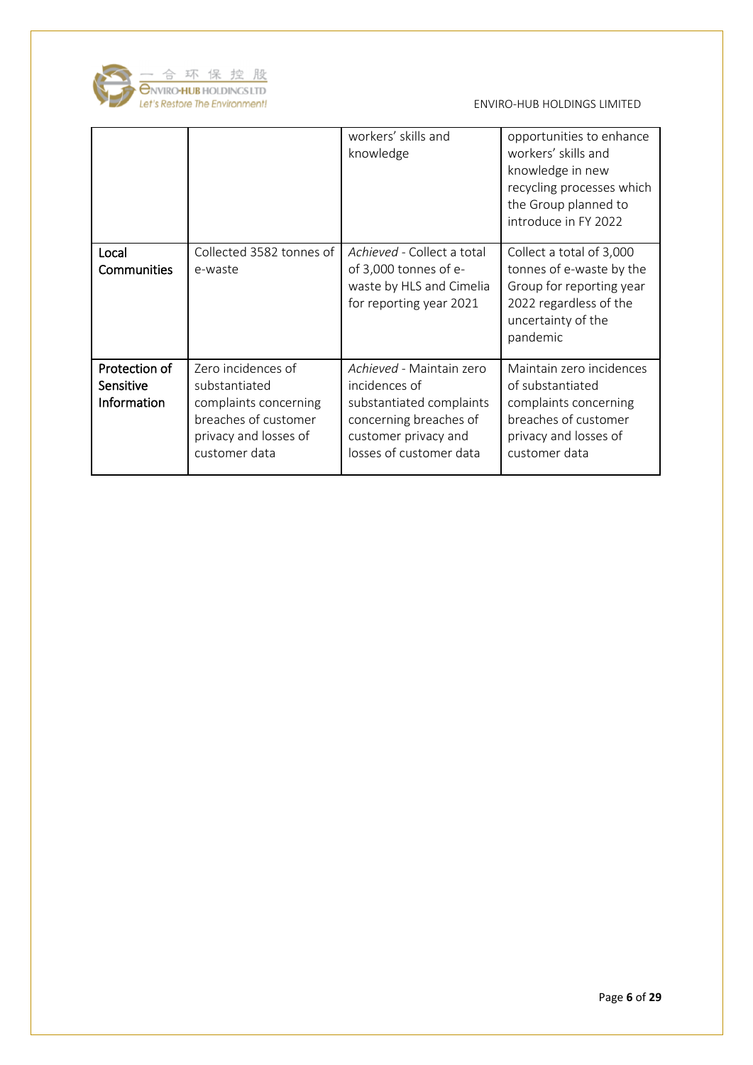| | | workers' skills and knowledge | opportunities to enhance workers' skills and knowledge in new recycling processes which the Group planned to introduce in FY 2022 |
|---|---|---|---|
| **Local Communities** | Collected 3582 tonnes of e-waste | *Achieved* - Collect a total of 3,000 tonnes of e-waste by HLS and Cimelia for reporting year 2021 | Collect a total of 3,000 tonnes of e-waste by the Group for reporting year 2022 regardless of the uncertainty of the pandemic |
| **Protection of Sensitive Information** | Zero incidences of substantiated complaints concerning breaches of customer privacy and losses of customer data | *Achieved* - Maintain zero incidences of substantiated complaints concerning breaches of customer privacy and losses of customer data | Maintain zero incidences of substantiated complaints concerning breaches of customer privacy and losses of customer data |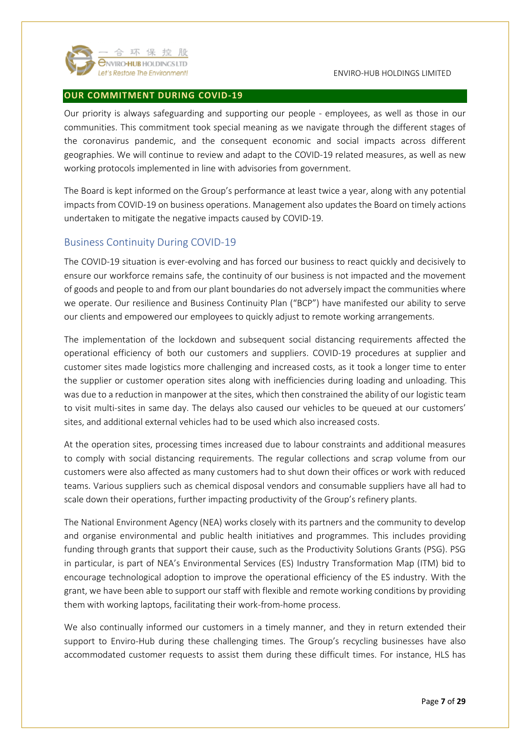## OUR COMMITMENT DURING COVID-19

Our priority is always safeguarding and supporting our people - employees, as well as those in our communities. This commitment took special meaning as we navigate through the different stages of the coronavirus pandemic, and the consequent economic and social impacts across different geographies. We will continue to review and adapt to the COVID-19 related measures, as well as new working protocols implemented in line with advisories from government.

The Board is kept informed on the Group's performance at least twice a year, along with any potential impacts from COVID-19 on business operations. Management also updates the Board on timely actions undertaken to mitigate the negative impacts caused by COVID-19.

### Business Continuity During COVID-19

The COVID-19 situation is ever-evolving and has forced our business to react quickly and decisively to ensure our workforce remains safe, the continuity of our business is not impacted and the movement of goods and people to and from our plant boundaries do not adversely impact the communities where we operate. Our resilience and Business Continuity Plan ("BCP") have manifested our ability to serve our clients and empowered our employees to quickly adjust to remote working arrangements.

The implementation of the lockdown and subsequent social distancing requirements affected the operational efficiency of both our customers and suppliers. COVID-19 procedures at supplier and customer sites made logistics more challenging and increased costs, as it took a longer time to enter the supplier or customer operation sites along with inefficiencies during loading and unloading. This was due to a reduction in manpower at the sites, which then constrained the ability of our logistic team to visit multi-sites in same day. The delays also caused our vehicles to be queued at our customers' sites, and additional external vehicles had to be used which also increased costs.

At the operation sites, processing times increased due to labour constraints and additional measures to comply with social distancing requirements. The regular collections and scrap volume from our customers were also affected as many customers had to shut down their offices or work with reduced teams. Various suppliers such as chemical disposal vendors and consumable suppliers have all had to scale down their operations, further impacting productivity of the Group's refinery plants.

The National Environment Agency (NEA) works closely with its partners and the community to develop and organise environmental and public health initiatives and programmes. This includes providing funding through grants that support their cause, such as the Productivity Solutions Grants (PSG). PSG in particular, is part of NEA's Environmental Services (ES) Industry Transformation Map (ITM) bid to encourage technological adoption to improve the operational efficiency of the ES industry. With the grant, we have been able to support our staff with flexible and remote working conditions by providing them with working laptops, facilitating their work-from-home process.

We also continually informed our customers in a timely manner, and they in return extended their support to Enviro-Hub during these challenging times. The Group's recycling businesses have also accommodated customer requests to assist them during these difficult times. For instance, HLS has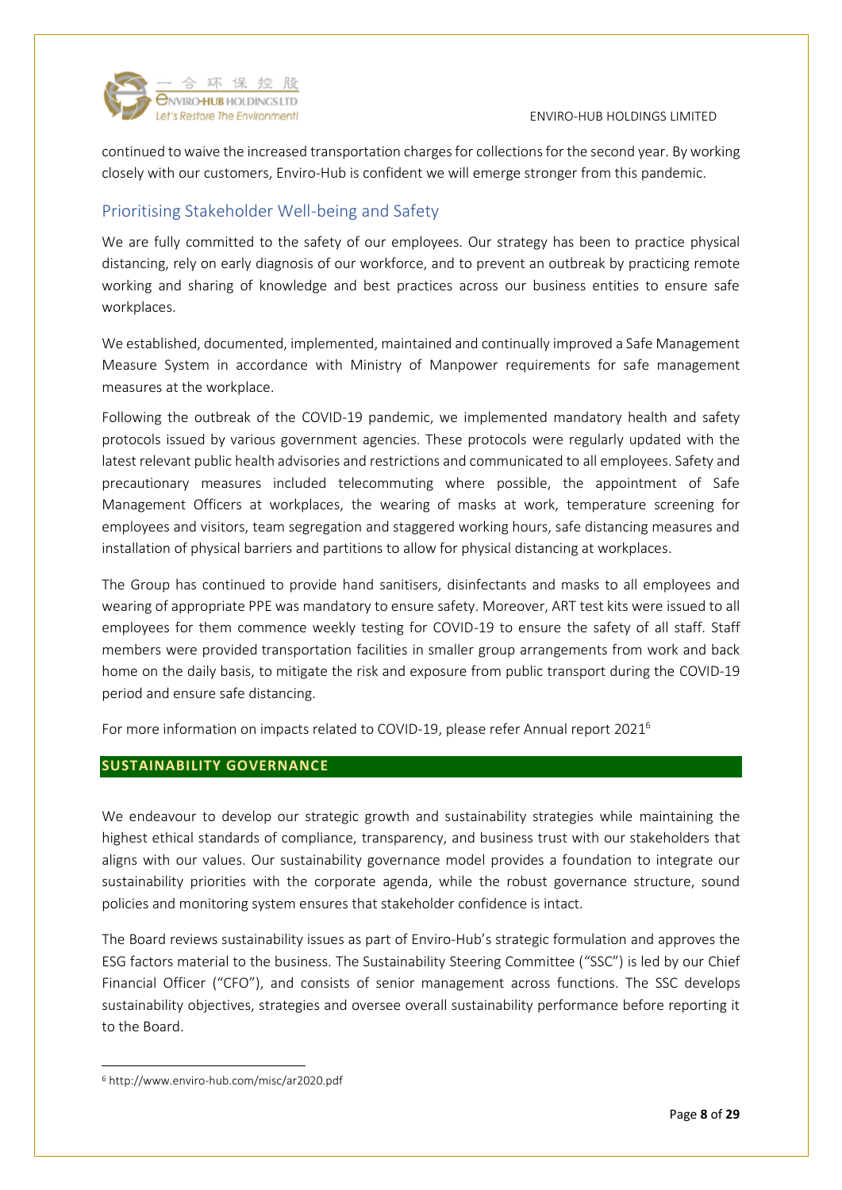continued to waive the increased transportation charges for collections for the second year. By working closely with our customers, Enviro-Hub is confident we will emerge stronger from this pandemic.

## Prioritising Stakeholder Well-being and Safety

We are fully committed to the safety of our employees. Our strategy has been to practice physical distancing, rely on early diagnosis of our workforce, and to prevent an outbreak by practicing remote working and sharing of knowledge and best practices across our business entities to ensure safe workplaces.

We established, documented, implemented, maintained and continually improved a Safe Management Measure System in accordance with Ministry of Manpower requirements for safe management measures at the workplace.

Following the outbreak of the COVID-19 pandemic, we implemented mandatory health and safety protocols issued by various government agencies. These protocols were regularly updated with the latest relevant public health advisories and restrictions and communicated to all employees. Safety and precautionary measures included telecommuting where possible, the appointment of Safe Management Officers at workplaces, the wearing of masks at work, temperature screening for employees and visitors, team segregation and staggered working hours, safe distancing measures and installation of physical barriers and partitions to allow for physical distancing at workplaces.

The Group has continued to provide hand sanitisers, disinfectants and masks to all employees and wearing of appropriate PPE was mandatory to ensure safety. Moreover, ART test kits were issued to all employees for them commence weekly testing for COVID-19 to ensure the safety of all staff. Staff members were provided transportation facilities in smaller group arrangements from work and back home on the daily basis, to mitigate the risk and exposure from public transport during the COVID-19 period and ensure safe distancing.

For more information on impacts related to COVID-19, please refer Annual report 2021[6]

## SUSTAINABILITY GOVERNANCE

We endeavour to develop our strategic growth and sustainability strategies while maintaining the highest ethical standards of compliance, transparency, and business trust with our stakeholders that aligns with our values. Our sustainability governance model provides a foundation to integrate our sustainability priorities with the corporate agenda, while the robust governance structure, sound policies and monitoring system ensures that stakeholder confidence is intact.

The Board reviews sustainability issues as part of Enviro-Hub's strategic formulation and approves the ESG factors material to the business. The Sustainability Steering Committee ("SSC") is led by our Chief Financial Officer ("CFO"), and consists of senior management across functions. The SSC develops sustainability objectives, strategies and oversee overall sustainability performance before reporting it to the Board.

[6] http://www.enviro-hub.com/misc/ar2020.pdf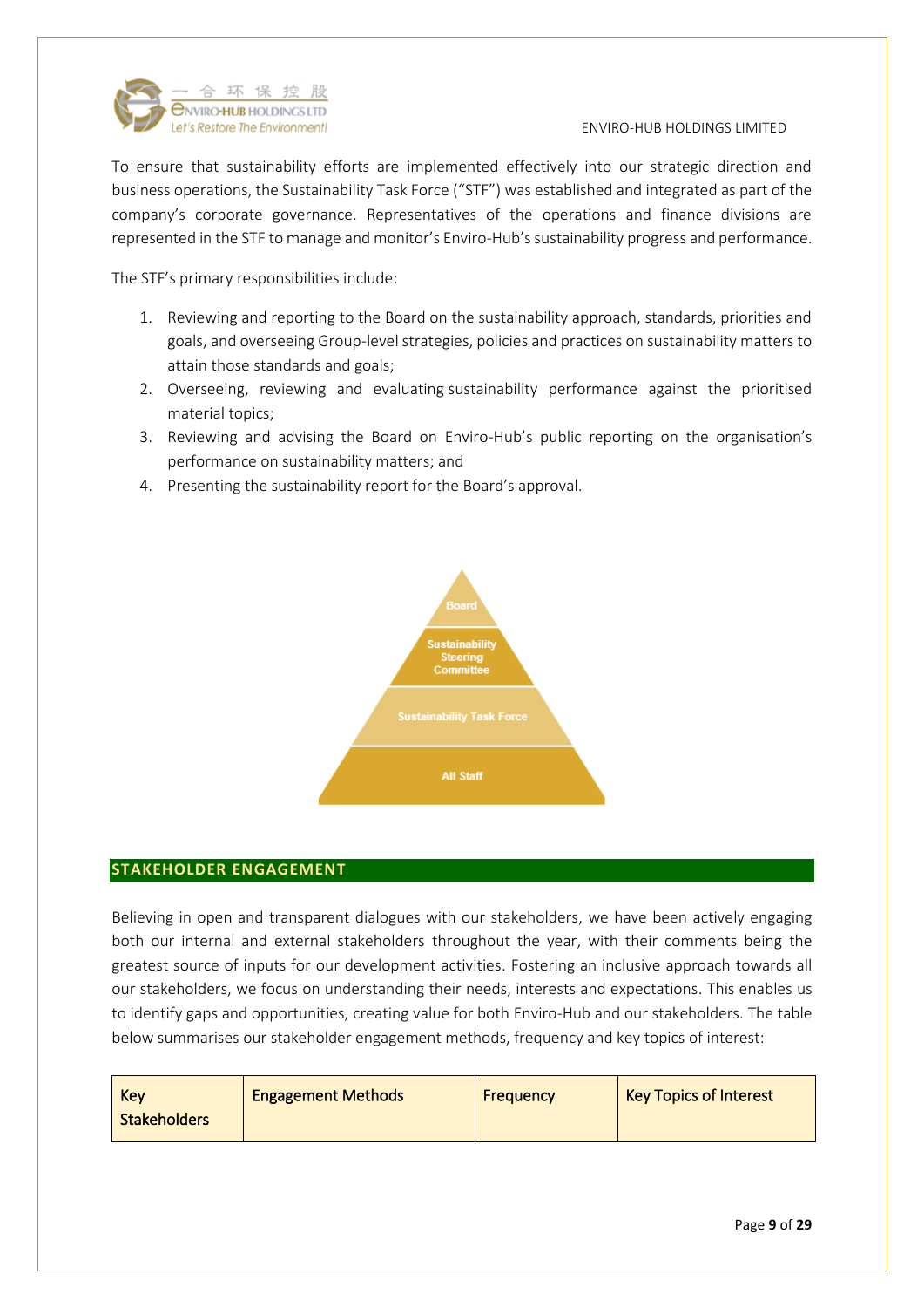To ensure that sustainability efforts are implemented effectively into our strategic direction and business operations, the Sustainability Task Force ("STF") was established and integrated as part of the company's corporate governance. Representatives of the operations and finance divisions are represented in the STF to manage and monitor's Enviro-Hub's sustainability progress and performance.

The STF's primary responsibilities include:

1. Reviewing and reporting to the Board on the sustainability approach, standards, priorities and goals, and overseeing Group-level strategies, policies and practices on sustainability matters to attain those standards and goals;
2. Overseeing, reviewing and evaluating sustainability performance against the prioritised material topics;
3. Reviewing and advising the Board on Enviro-Hub's public reporting on the organisation's performance on sustainability matters; and
4. Presenting the sustainability report for the Board's approval.

Board

Sustainability Steering Committee

Sustainability Task Force

All Staff

## STAKEHOLDER ENGAGEMENT

Believing in open and transparent dialogues with our stakeholders, we have been actively engaging both our internal and external stakeholders throughout the year, with their comments being the greatest source of inputs for our development activities. Fostering an inclusive approach towards all our stakeholders, we focus on understanding their needs, interests and expectations. This enables us to identify gaps and opportunities, creating value for both Enviro-Hub and our stakeholders. The table below summarises our stakeholder engagement methods, frequency and key topics of interest:

| Key Stakeholders | Engagement Methods | Frequency | Key Topics of Interest |
|---|---|---|---|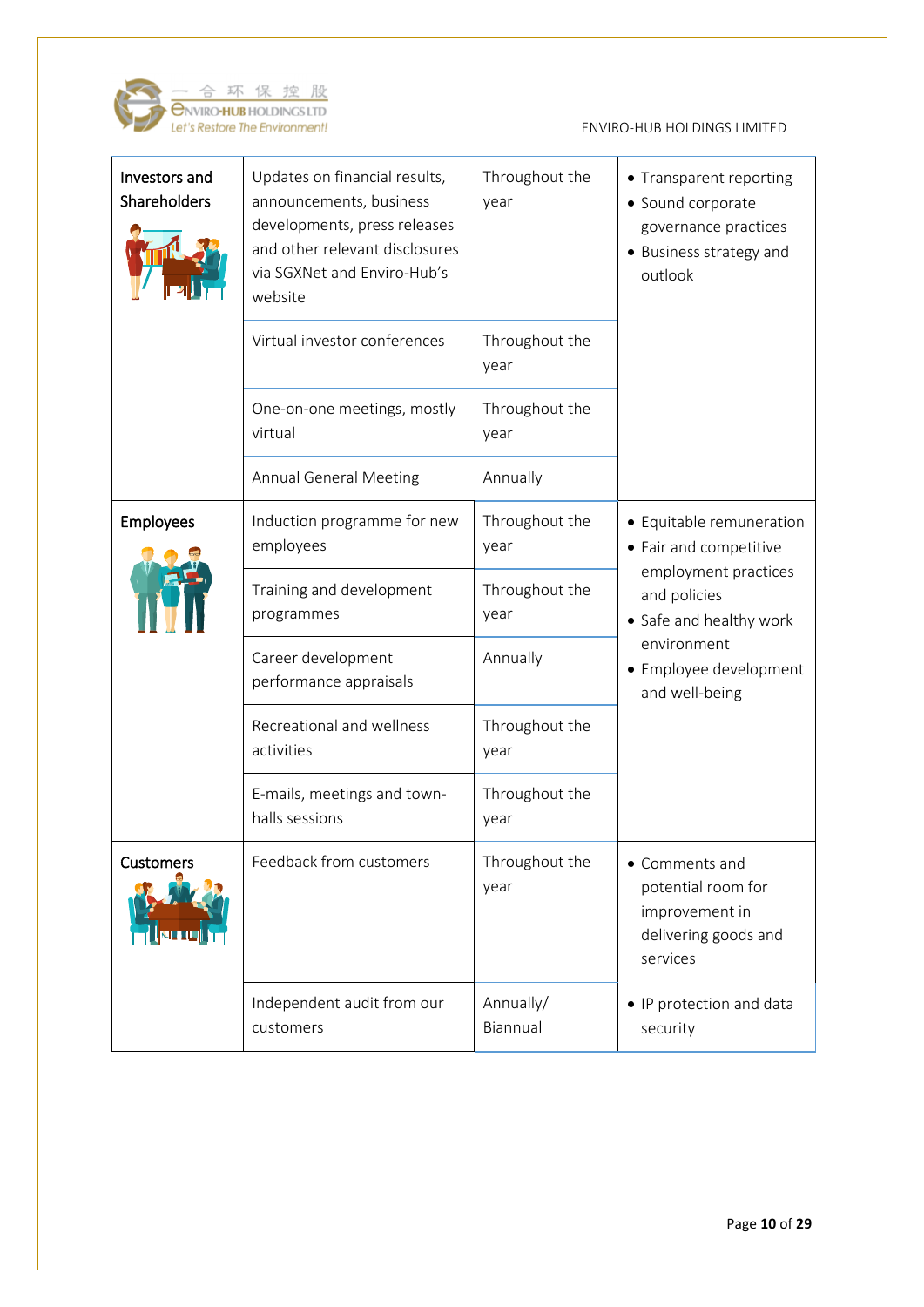| Investors and Shareholders | Updates on financial results, announcements, business developments, press releases and other relevant disclosures via SGXNet and Enviro-Hub's website | Throughout the year | • Transparent reporting<br>• Sound corporate governance practices<br>• Business strategy and outlook |
|---|---|---|---|
| | Virtual investor conferences | Throughout the year | |
| | One-on-one meetings, mostly virtual | Throughout the year | |
| | Annual General Meeting | Annually | |
| Employees | Induction programme for new employees | Throughout the year | • Equitable remuneration<br>• Fair and competitive employment practices and policies<br>• Safe and healthy work environment<br>• Employee development and well-being |
| | Training and development programmes | Throughout the year | |
| | Career development performance appraisals | Annually | |
| | Recreational and wellness activities | Throughout the year | |
| | E-mails, meetings and town-halls sessions | Throughout the year | |
| Customers | Feedback from customers | Throughout the year | • Comments and potential room for improvement in delivering goods and services |
| | Independent audit from our customers | Annually/ Biannual | • IP protection and data security |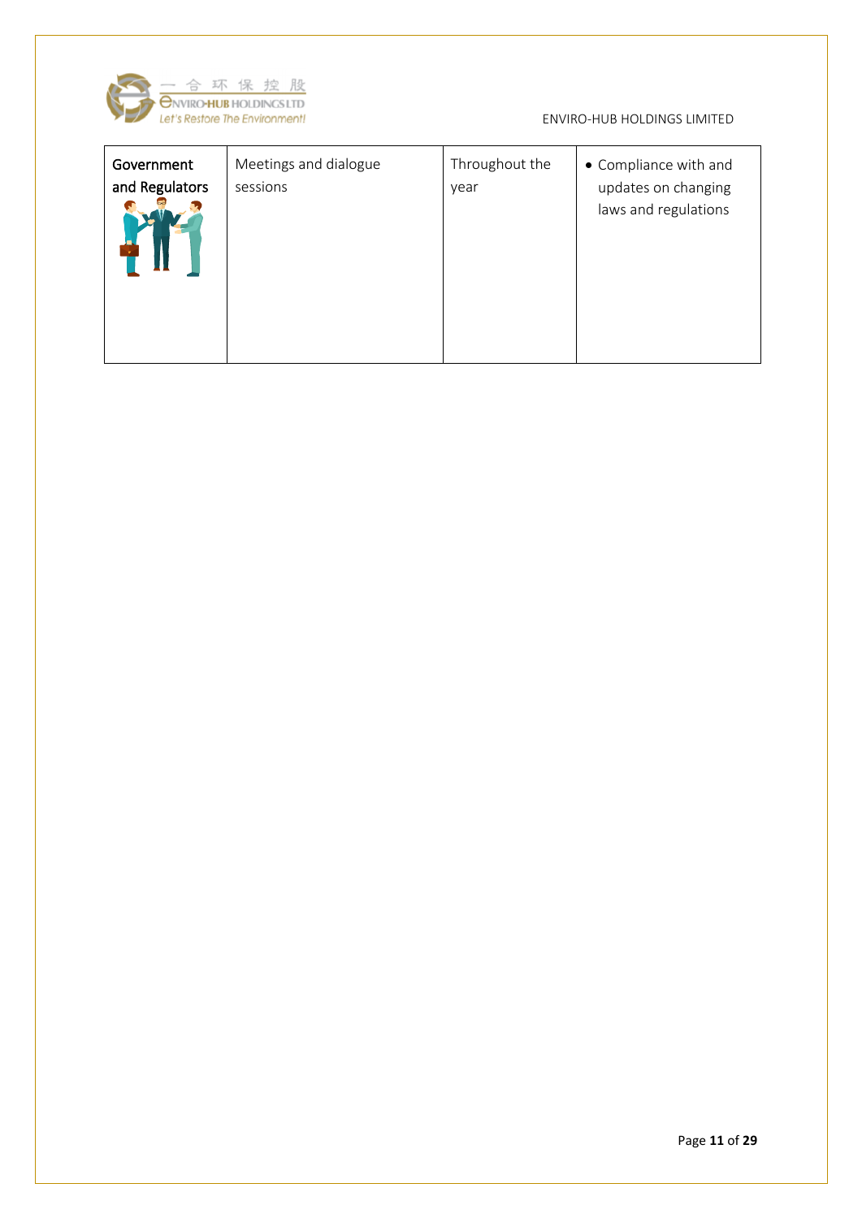| Government and Regulators | Meetings and dialogue sessions | Throughout the year | • Compliance with and updates on changing laws and regulations |
|---|---|---|---|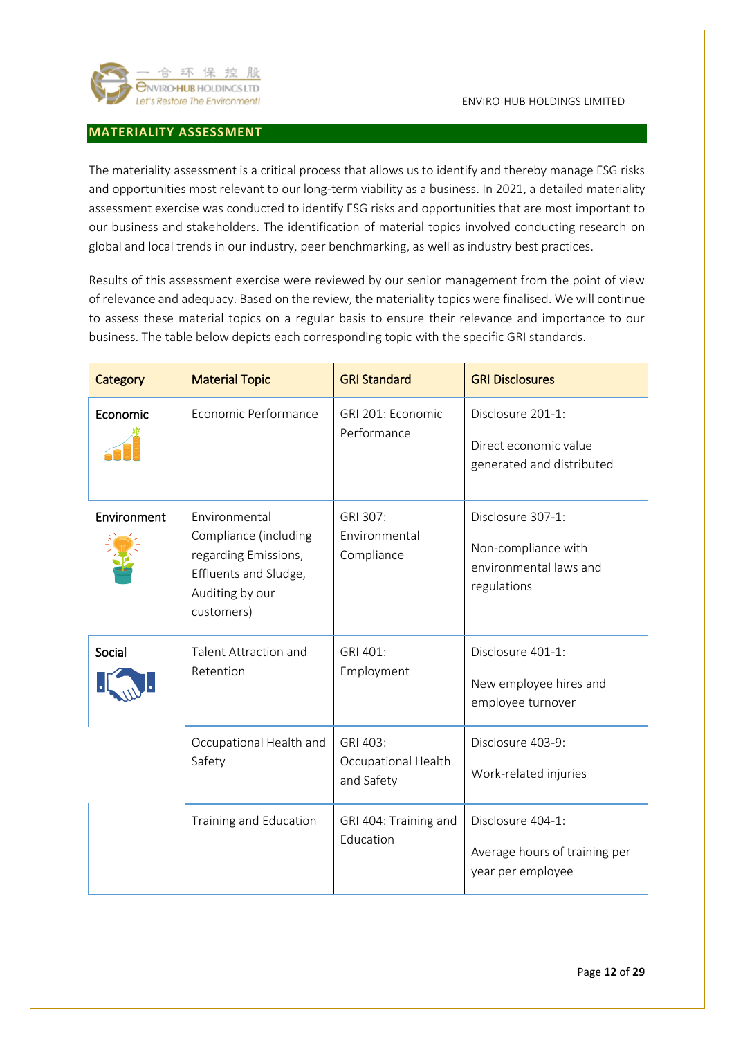## MATERIALITY ASSESSMENT

The materiality assessment is a critical process that allows us to identify and thereby manage ESG risks and opportunities most relevant to our long-term viability as a business. In 2021, a detailed materiality assessment exercise was conducted to identify ESG risks and opportunities that are most important to our business and stakeholders. The identification of material topics involved conducting research on global and local trends in our industry, peer benchmarking, as well as industry best practices.

Results of this assessment exercise were reviewed by our senior management from the point of view of relevance and adequacy. Based on the review, the materiality topics were finalised. We will continue to assess these material topics on a regular basis to ensure their relevance and importance to our business. The table below depicts each corresponding topic with the specific GRI standards.

| Category | Material Topic | GRI Standard | GRI Disclosures |
|---|---|---|---|
| Economic | Economic Performance | GRI 201: Economic Performance | Disclosure 201-1: Direct economic value generated and distributed |
| Environment | Environmental Compliance (including regarding Emissions, Effluents and Sludge, Auditing by our customers) | GRI 307: Environmental Compliance | Disclosure 307-1: Non-compliance with environmental laws and regulations |
| Social | Talent Attraction and Retention | GRI 401: Employment | Disclosure 401-1: New employee hires and employee turnover |
| | Occupational Health and Safety | GRI 403: Occupational Health and Safety | Disclosure 403-9: Work-related injuries |
| | Training and Education | GRI 404: Training and Education | Disclosure 404-1: Average hours of training per year per employee |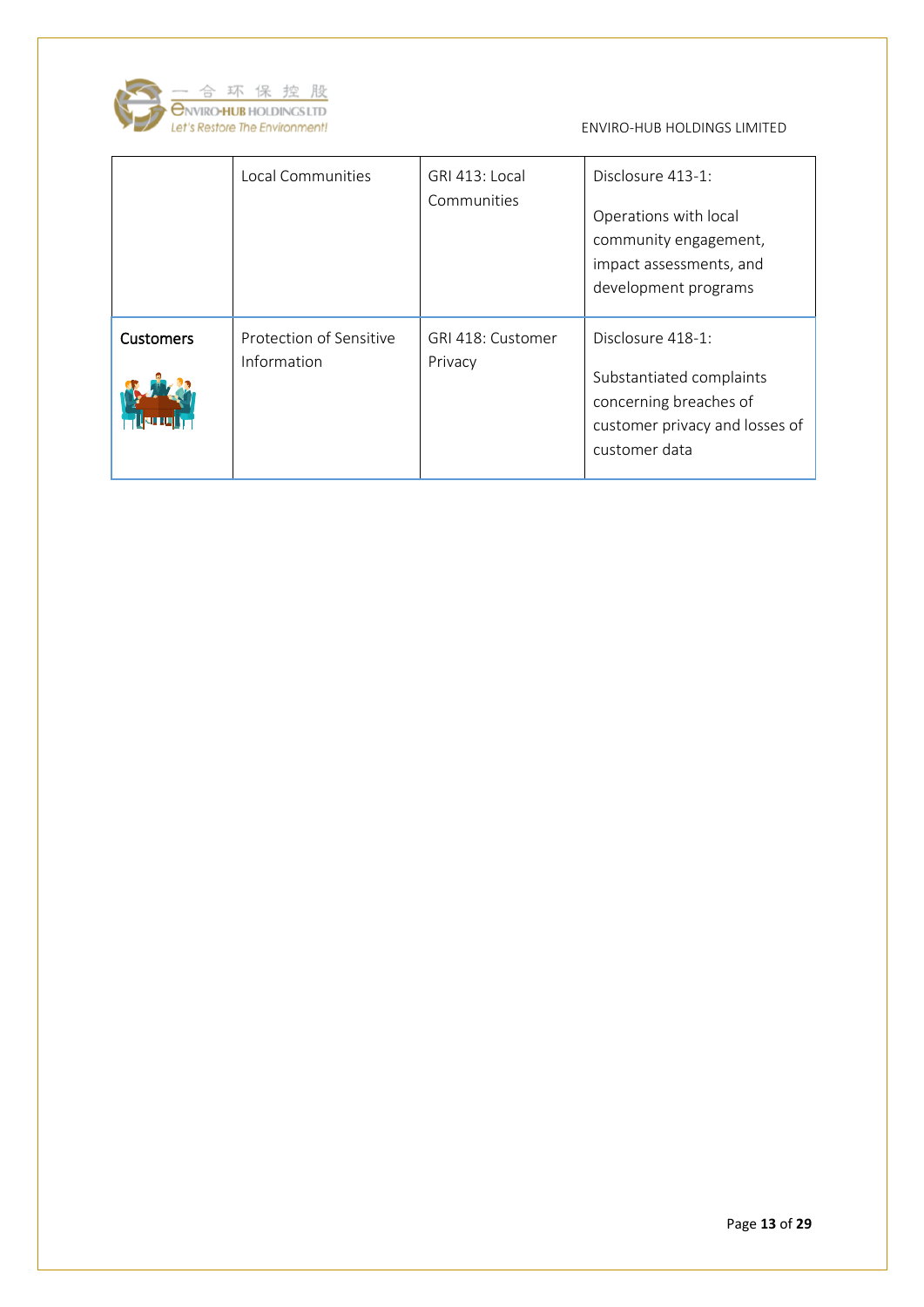|  |  |  |  |
|---|---|---|---|
|  | Local Communities | GRI 413: Local Communities | Disclosure 413-1:<br><br>Operations with local community engagement, impact assessments, and development programs |
| **Customers** | Protection of Sensitive Information | GRI 418: Customer Privacy | Disclosure 418-1:<br><br>Substantiated complaints concerning breaches of customer privacy and losses of customer data |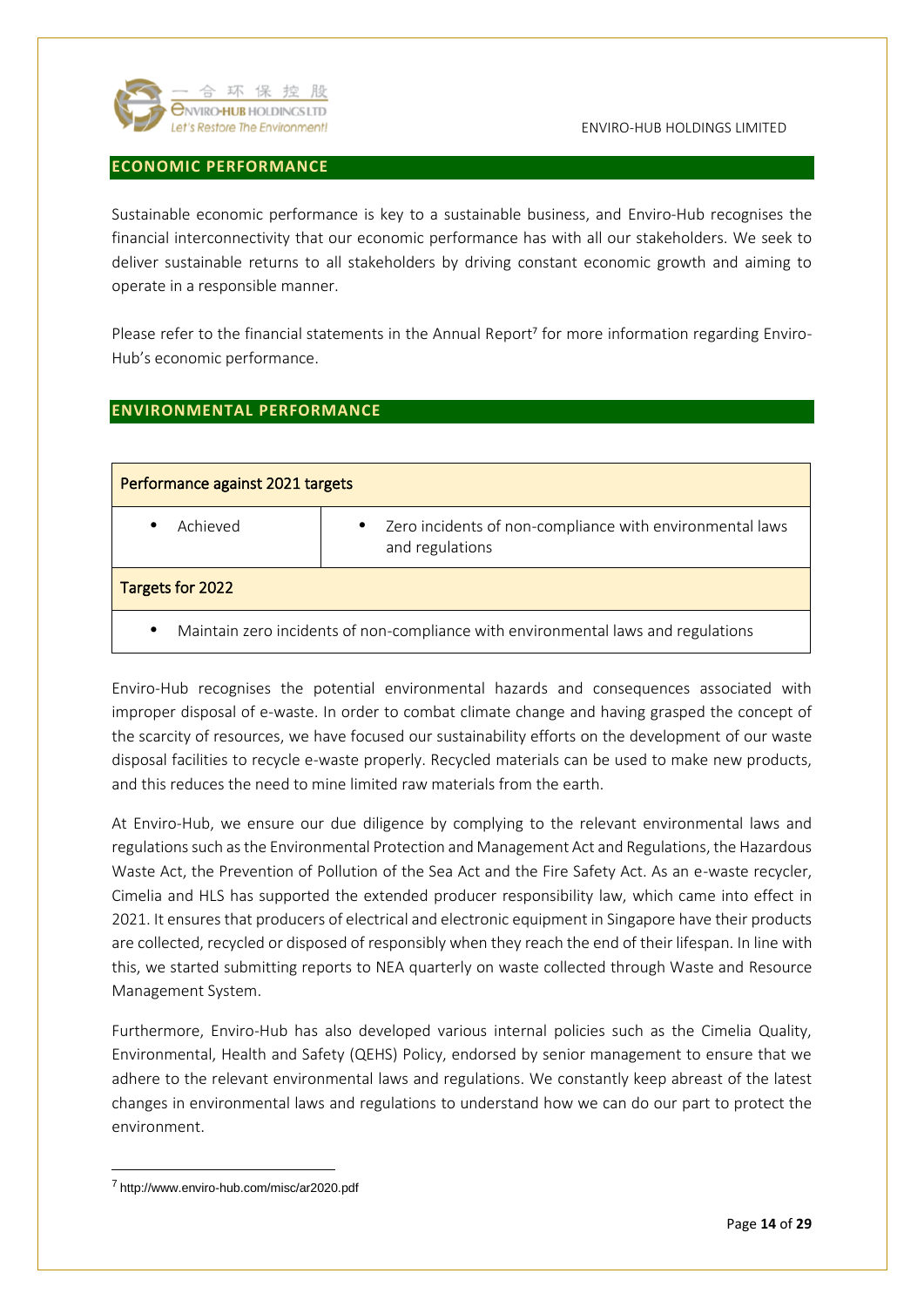## ECONOMIC PERFORMANCE

Sustainable economic performance is key to a sustainable business, and Enviro-Hub recognises the financial interconnectivity that our economic performance has with all our stakeholders. We seek to deliver sustainable returns to all stakeholders by driving constant economic growth and aiming to operate in a responsible manner.

Please refer to the financial statements in the Annual Report[7] for more information regarding Enviro-Hub's economic performance.

## ENVIRONMENTAL PERFORMANCE

| Performance against 2021 targets | |
|---|---|
| • Achieved | • Zero incidents of non-compliance with environmental laws and regulations |
| **Targets for 2022** | |
| • Maintain zero incidents of non-compliance with environmental laws and regulations | |

Enviro-Hub recognises the potential environmental hazards and consequences associated with improper disposal of e-waste. In order to combat climate change and having grasped the concept of the scarcity of resources, we have focused our sustainability efforts on the development of our waste disposal facilities to recycle e-waste properly. Recycled materials can be used to make new products, and this reduces the need to mine limited raw materials from the earth.

At Enviro-Hub, we ensure our due diligence by complying to the relevant environmental laws and regulations such as the Environmental Protection and Management Act and Regulations, the Hazardous Waste Act, the Prevention of Pollution of the Sea Act and the Fire Safety Act. As an e-waste recycler, Cimelia and HLS has supported the extended producer responsibility law, which came into effect in 2021. It ensures that producers of electrical and electronic equipment in Singapore have their products are collected, recycled or disposed of responsibly when they reach the end of their lifespan. In line with this, we started submitting reports to NEA quarterly on waste collected through Waste and Resource Management System.

Furthermore, Enviro-Hub has also developed various internal policies such as the Cimelia Quality, Environmental, Health and Safety (QEHS) Policy, endorsed by senior management to ensure that we adhere to the relevant environmental laws and regulations. We constantly keep abreast of the latest changes in environmental laws and regulations to understand how we can do our part to protect the environment.

---

[7] http://www.enviro-hub.com/misc/ar2020.pdf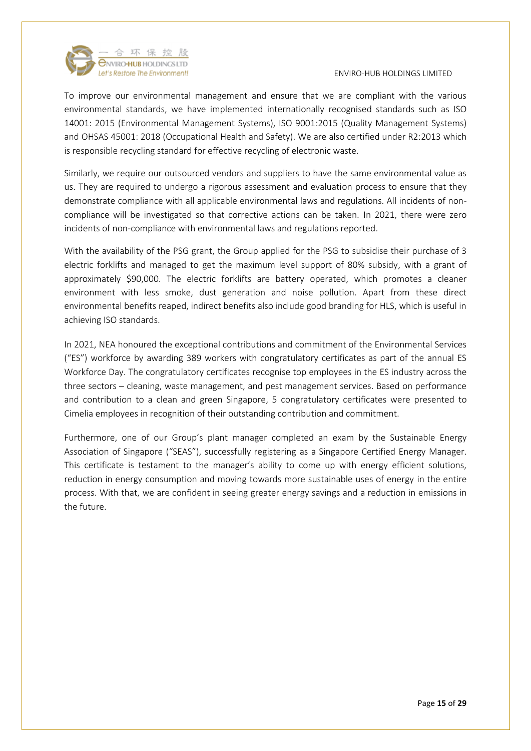To improve our environmental management and ensure that we are compliant with the various environmental standards, we have implemented internationally recognised standards such as ISO 14001: 2015 (Environmental Management Systems), ISO 9001:2015 (Quality Management Systems) and OHSAS 45001: 2018 (Occupational Health and Safety). We are also certified under R2:2013 which is responsible recycling standard for effective recycling of electronic waste.

Similarly, we require our outsourced vendors and suppliers to have the same environmental value as us. They are required to undergo a rigorous assessment and evaluation process to ensure that they demonstrate compliance with all applicable environmental laws and regulations. All incidents of non-compliance will be investigated so that corrective actions can be taken. In 2021, there were zero incidents of non-compliance with environmental laws and regulations reported.

With the availability of the PSG grant, the Group applied for the PSG to subsidise their purchase of 3 electric forklifts and managed to get the maximum level support of 80% subsidy, with a grant of approximately $90,000. The electric forklifts are battery operated, which promotes a cleaner environment with less smoke, dust generation and noise pollution. Apart from these direct environmental benefits reaped, indirect benefits also include good branding for HLS, which is useful in achieving ISO standards.

In 2021, NEA honoured the exceptional contributions and commitment of the Environmental Services ("ES") workforce by awarding 389 workers with congratulatory certificates as part of the annual ES Workforce Day. The congratulatory certificates recognise top employees in the ES industry across the three sectors – cleaning, waste management, and pest management services. Based on performance and contribution to a clean and green Singapore, 5 congratulatory certificates were presented to Cimelia employees in recognition of their outstanding contribution and commitment.

Furthermore, one of our Group's plant manager completed an exam by the Sustainable Energy Association of Singapore ("SEAS"), successfully registering as a Singapore Certified Energy Manager. This certificate is testament to the manager's ability to come up with energy efficient solutions, reduction in energy consumption and moving towards more sustainable uses of energy in the entire process. With that, we are confident in seeing greater energy savings and a reduction in emissions in the future.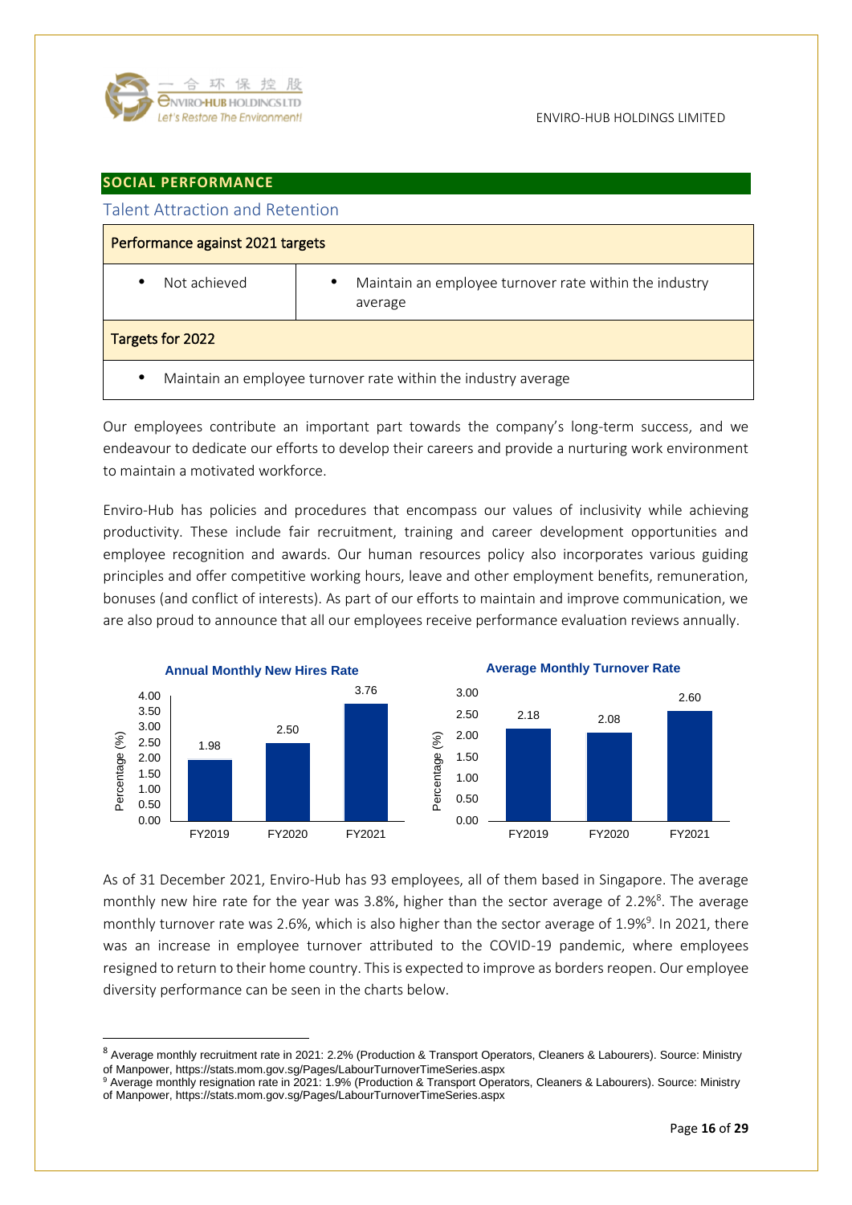## SOCIAL PERFORMANCE

### Talent Attraction and Retention

| Performance against 2021 targets | |
|---|---|
| • Not achieved | • Maintain an employee turnover rate within the industry average |
| **Targets for 2022** | |
| • Maintain an employee turnover rate within the industry average | |

Our employees contribute an important part towards the company's long-term success, and we endeavour to dedicate our efforts to develop their careers and provide a nurturing work environment to maintain a motivated workforce.

Enviro-Hub has policies and procedures that encompass our values of inclusivity while achieving productivity. These include fair recruitment, training and career development opportunities and employee recognition and awards. Our human resources policy also incorporates various guiding principles and offer competitive working hours, leave and other employment benefits, remuneration, bonuses (and conflict of interests). As part of our efforts to maintain and improve communication, we are also proud to announce that all our employees receive performance evaluation reviews annually.

**Annual Monthly New Hires Rate**

| | FY2019 | FY2020 | FY2021 |
|---|---|---|---|
| Percentage (%) | 1.98 | 2.50 | 3.76 |

**Average Monthly Turnover Rate**

| | FY2019 | FY2020 | FY2021 |
|---|---|---|---|
| Percentage (%) | 2.18 | 2.08 | 2.60 |

As of 31 December 2021, Enviro-Hub has 93 employees, all of them based in Singapore. The average monthly new hire rate for the year was 3.8%, higher than the sector average of 2.2%[8]. The average monthly turnover rate was 2.6%, which is also higher than the sector average of 1.9%[9]. In 2021, there was an increase in employee turnover attributed to the COVID-19 pandemic, where employees resigned to return to their home country. This is expected to improve as borders reopen. Our employee diversity performance can be seen in the charts below.

---

[8] Average monthly recruitment rate in 2021: 2.2% (Production & Transport Operators, Cleaners & Labourers). Source: Ministry of Manpower, https://stats.mom.gov.sg/Pages/LabourTurnoverTimeSeries.aspx

[9] Average monthly resignation rate in 2021: 1.9% (Production & Transport Operators, Cleaners & Labourers). Source: Ministry of Manpower, https://stats.mom.gov.sg/Pages/LabourTurnoverTimeSeries.aspx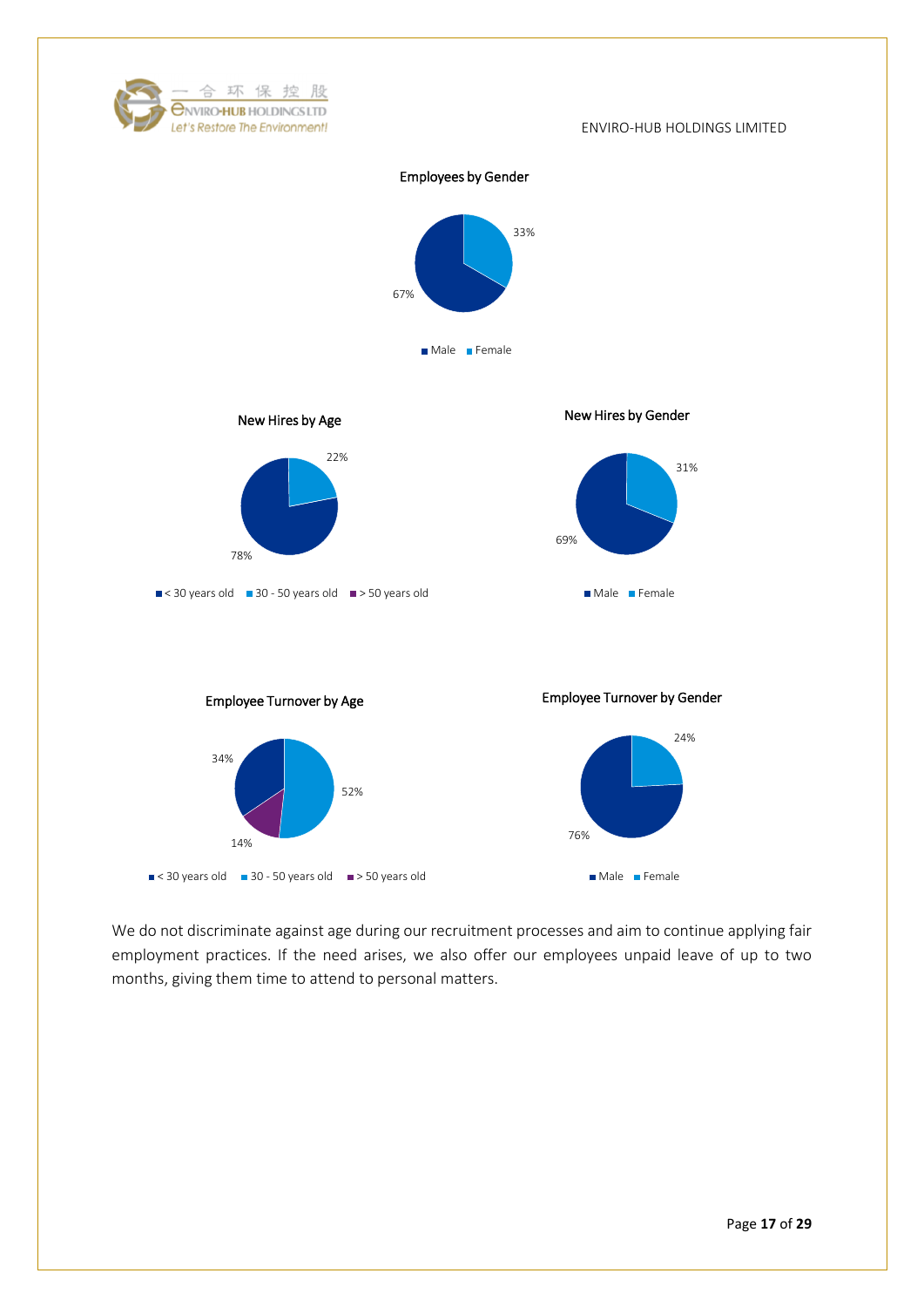Employees by Gender

- Male: 67%
- Female: 33%

New Hires by Age

- < 30 years old: 78%
- 30 - 50 years old: 22%
- > 50 years old

New Hires by Gender

- Male: 69%
- Female: 31%

Employee Turnover by Age

- < 30 years old: 34%
- 30 - 50 years old: 52%
- > 50 years old: 14%

Employee Turnover by Gender

- Male: 76%
- Female: 24%

We do not discriminate against age during our recruitment processes and aim to continue applying fair employment practices. If the need arises, we also offer our employees unpaid leave of up to two months, giving them time to attend to personal matters.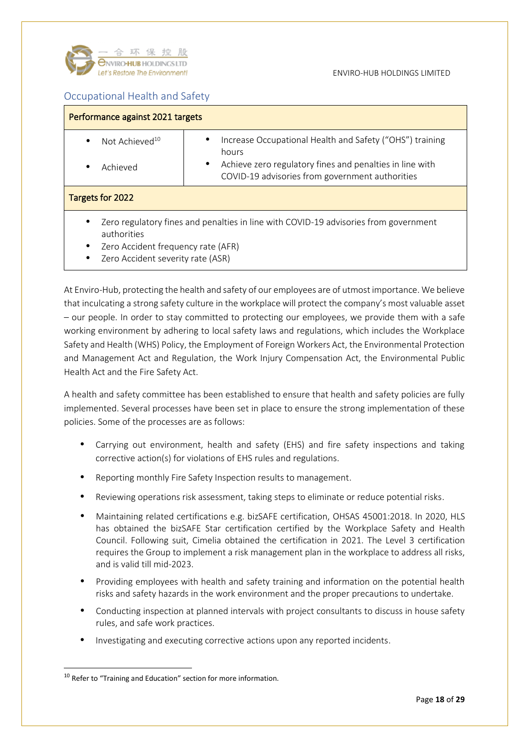## Occupational Health and Safety

| Performance against 2021 targets | |
|---|---|
| • Not Achieved[10] | • Increase Occupational Health and Safety ("OHS") training hours |
| • Achieved | • Achieve zero regulatory fines and penalties in line with COVID-19 advisories from government authorities |
| **Targets for 2022** | |
| • Zero regulatory fines and penalties in line with COVID-19 advisories from government authorities<br>• Zero Accident frequency rate (AFR)<br>• Zero Accident severity rate (ASR) | |

At Enviro-Hub, protecting the health and safety of our employees are of utmost importance. We believe that inculcating a strong safety culture in the workplace will protect the company's most valuable asset – our people. In order to stay committed to protecting our employees, we provide them with a safe working environment by adhering to local safety laws and regulations, which includes the Workplace Safety and Health (WHS) Policy, the Employment of Foreign Workers Act, the Environmental Protection and Management Act and Regulation, the Work Injury Compensation Act, the Environmental Public Health Act and the Fire Safety Act.

A health and safety committee has been established to ensure that health and safety policies are fully implemented. Several processes have been set in place to ensure the strong implementation of these policies. Some of the processes are as follows:

- Carrying out environment, health and safety (EHS) and fire safety inspections and taking corrective action(s) for violations of EHS rules and regulations.
- Reporting monthly Fire Safety Inspection results to management.
- Reviewing operations risk assessment, taking steps to eliminate or reduce potential risks.
- Maintaining related certifications e.g. bizSAFE certification, OHSAS 45001:2018. In 2020, HLS has obtained the bizSAFE Star certification certified by the Workplace Safety and Health Council. Following suit, Cimelia obtained the certification in 2021. The Level 3 certification requires the Group to implement a risk management plan in the workplace to address all risks, and is valid till mid-2023.
- Providing employees with health and safety training and information on the potential health risks and safety hazards in the work environment and the proper precautions to undertake.
- Conducting inspection at planned intervals with project consultants to discuss in house safety rules, and safe work practices.
- Investigating and executing corrective actions upon any reported incidents.

[10] Refer to "Training and Education" section for more information.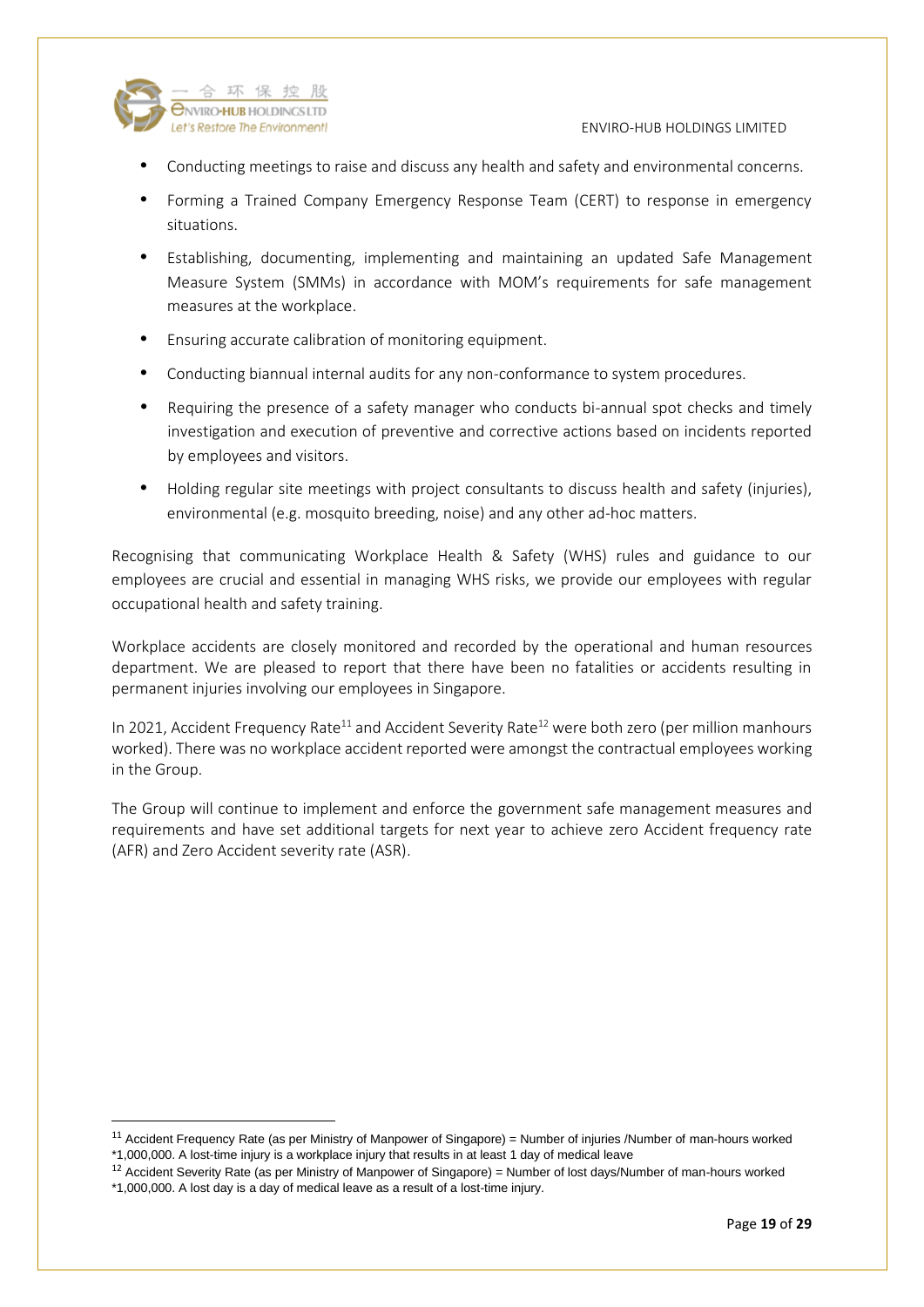- Conducting meetings to raise and discuss any health and safety and environmental concerns.
- Forming a Trained Company Emergency Response Team (CERT) to response in emergency situations.
- Establishing, documenting, implementing and maintaining an updated Safe Management Measure System (SMMs) in accordance with MOM's requirements for safe management measures at the workplace.
- Ensuring accurate calibration of monitoring equipment.
- Conducting biannual internal audits for any non-conformance to system procedures.
- Requiring the presence of a safety manager who conducts bi-annual spot checks and timely investigation and execution of preventive and corrective actions based on incidents reported by employees and visitors.
- Holding regular site meetings with project consultants to discuss health and safety (injuries), environmental (e.g. mosquito breeding, noise) and any other ad-hoc matters.

Recognising that communicating Workplace Health & Safety (WHS) rules and guidance to our employees are crucial and essential in managing WHS risks, we provide our employees with regular occupational health and safety training.

Workplace accidents are closely monitored and recorded by the operational and human resources department. We are pleased to report that there have been no fatalities or accidents resulting in permanent injuries involving our employees in Singapore.

In 2021, Accident Frequency Rate[11] and Accident Severity Rate[12] were both zero (per million manhours worked). There was no workplace accident reported were amongst the contractual employees working in the Group.

The Group will continue to implement and enforce the government safe management measures and requirements and have set additional targets for next year to achieve zero Accident frequency rate (AFR) and Zero Accident severity rate (ASR).

---

[11] Accident Frequency Rate (as per Ministry of Manpower of Singapore) = Number of injuries /Number of man-hours worked *1,000,000. A lost-time injury is a workplace injury that results in at least 1 day of medical leave

[12] Accident Severity Rate (as per Ministry of Manpower of Singapore) = Number of lost days/Number of man-hours worked *1,000,000. A lost day is a day of medical leave as a result of a lost-time injury.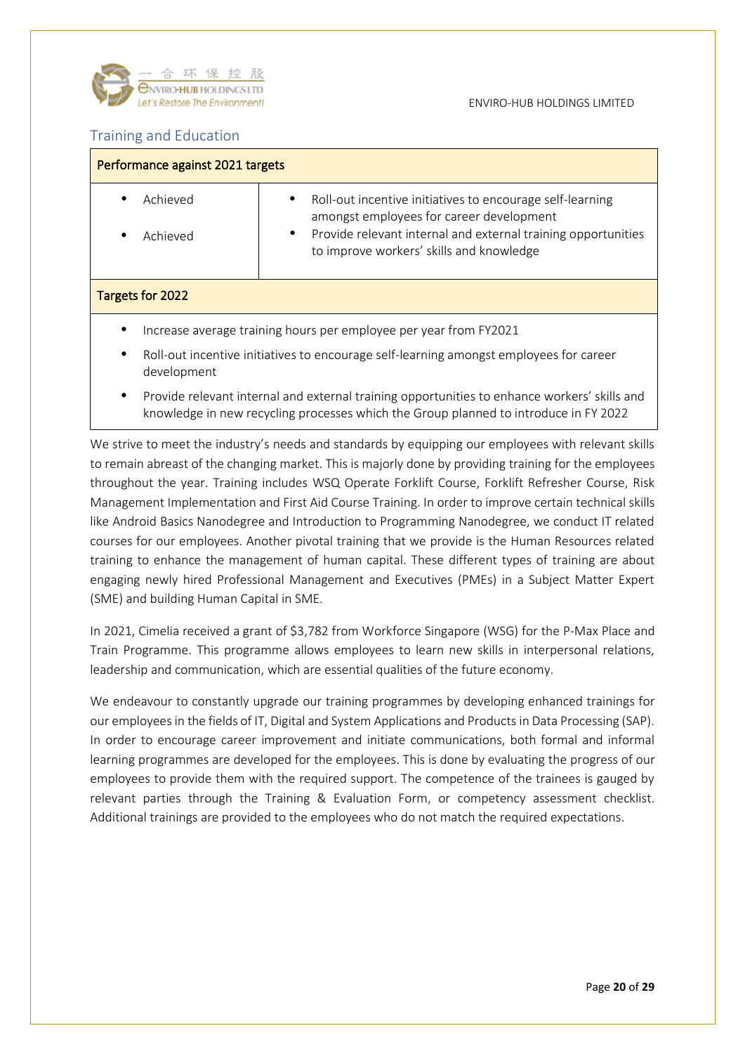## Training and Education

| Performance against 2021 targets | |
|---|---|
| • Achieved | • Roll-out incentive initiatives to encourage self-learning amongst employees for career development |
| • Achieved | • Provide relevant internal and external training opportunities to improve workers' skills and knowledge |
| **Targets for 2022** | |
| • Increase average training hours per employee per year from FY2021<br>• Roll-out incentive initiatives to encourage self-learning amongst employees for career development<br>• Provide relevant internal and external training opportunities to enhance workers' skills and knowledge in new recycling processes which the Group planned to introduce in FY 2022 | |

We strive to meet the industry's needs and standards by equipping our employees with relevant skills to remain abreast of the changing market. This is majorly done by providing training for the employees throughout the year. Training includes WSQ Operate Forklift Course, Forklift Refresher Course, Risk Management Implementation and First Aid Course Training. In order to improve certain technical skills like Android Basics Nanodegree and Introduction to Programming Nanodegree, we conduct IT related courses for our employees. Another pivotal training that we provide is the Human Resources related training to enhance the management of human capital. These different types of training are about engaging newly hired Professional Management and Executives (PMEs) in a Subject Matter Expert (SME) and building Human Capital in SME.

In 2021, Cimelia received a grant of $3,782 from Workforce Singapore (WSG) for the P-Max Place and Train Programme. This programme allows employees to learn new skills in interpersonal relations, leadership and communication, which are essential qualities of the future economy.

We endeavour to constantly upgrade our training programmes by developing enhanced trainings for our employees in the fields of IT, Digital and System Applications and Products in Data Processing (SAP). In order to encourage career improvement and initiate communications, both formal and informal learning programmes are developed for the employees. This is done by evaluating the progress of our employees to provide them with the required support. The competence of the trainees is gauged by relevant parties through the Training & Evaluation Form, or competency assessment checklist. Additional trainings are provided to the employees who do not match the required expectations.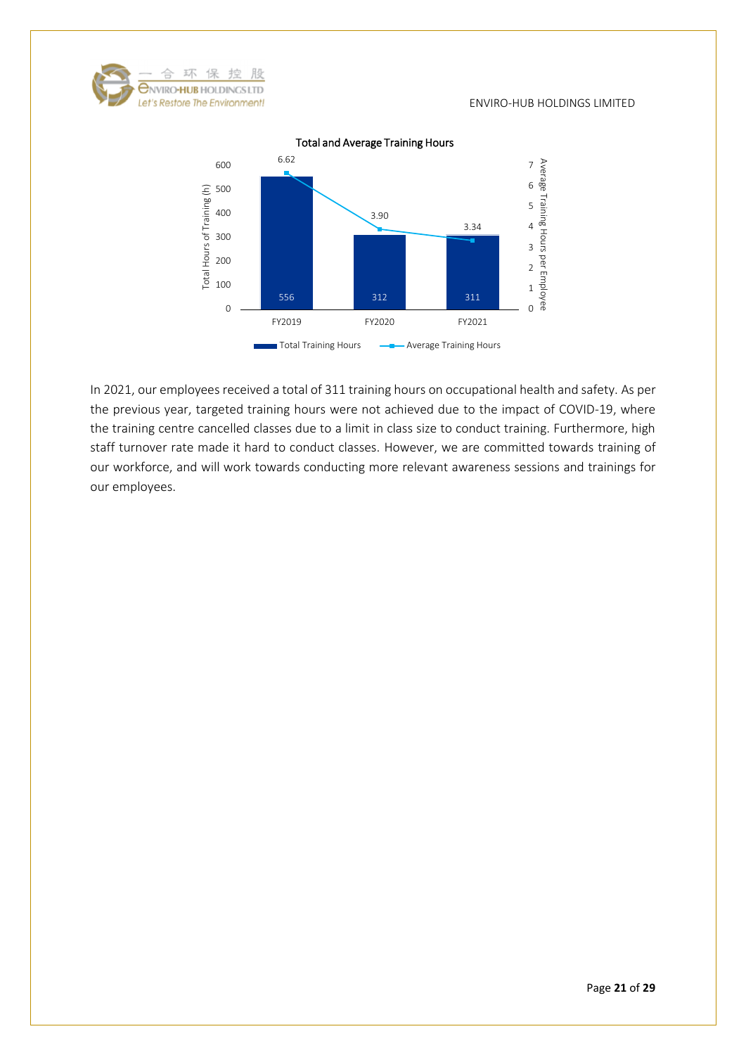**Total and Average Training Hours**

| | FY2019 | FY2020 | FY2021 |
|---|---|---|---|
| Total Training Hours | 556 | 312 | 311 |
| Average Training Hours | 6.62 | 3.90 | 3.34 |

In 2021, our employees received a total of 311 training hours on occupational health and safety. As per the previous year, targeted training hours were not achieved due to the impact of COVID-19, where the training centre cancelled classes due to a limit in class size to conduct training. Furthermore, high staff turnover rate made it hard to conduct classes. However, we are committed towards training of our workforce, and will work towards conducting more relevant awareness sessions and trainings for our employees.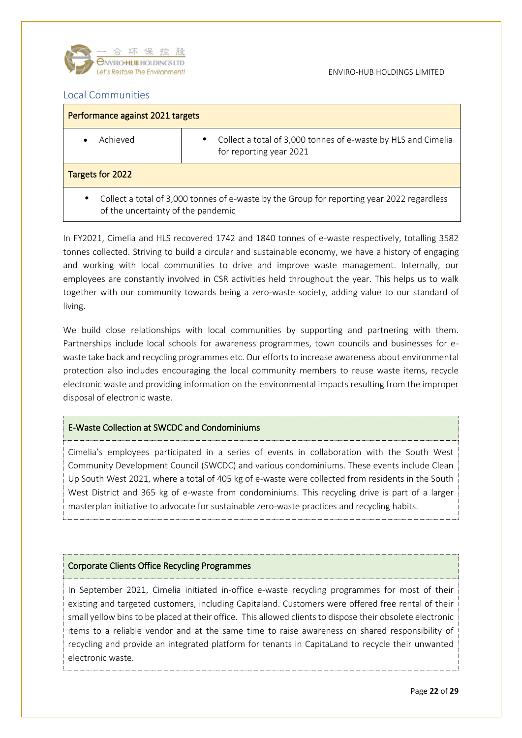## Local Communities

| Performance against 2021 targets | |
|---|---|
| • Achieved | • Collect a total of 3,000 tonnes of e-waste by HLS and Cimelia for reporting year 2021 |
| **Targets for 2022** | |
| • Collect a total of 3,000 tonnes of e-waste by the Group for reporting year 2022 regardless of the uncertainty of the pandemic | |

In FY2021, Cimelia and HLS recovered 1742 and 1840 tonnes of e-waste respectively, totalling 3582 tonnes collected. Striving to build a circular and sustainable economy, we have a history of engaging and working with local communities to drive and improve waste management. Internally, our employees are constantly involved in CSR activities held throughout the year. This helps us to walk together with our community towards being a zero-waste society, adding value to our standard of living.

We build close relationships with local communities by supporting and partnering with them. Partnerships include local schools for awareness programmes, town councils and businesses for e-waste take back and recycling programmes etc. Our efforts to increase awareness about environmental protection also includes encouraging the local community members to reuse waste items, recycle electronic waste and providing information on the environmental impacts resulting from the improper disposal of electronic waste.

### E-Waste Collection at SWCDC and Condominiums

Cimelia's employees participated in a series of events in collaboration with the South West Community Development Council (SWCDC) and various condominiums. These events include Clean Up South West 2021, where a total of 405 kg of e-waste were collected from residents in the South West District and 365 kg of e-waste from condominiums. This recycling drive is part of a larger masterplan initiative to advocate for sustainable zero-waste practices and recycling habits.

### Corporate Clients Office Recycling Programmes

In September 2021, Cimelia initiated in-office e-waste recycling programmes for most of their existing and targeted customers, including Capitaland. Customers were offered free rental of their small yellow bins to be placed at their office. This allowed clients to dispose their obsolete electronic items to a reliable vendor and at the same time to raise awareness on shared responsibility of recycling and provide an integrated platform for tenants in CapitaLand to recycle their unwanted electronic waste.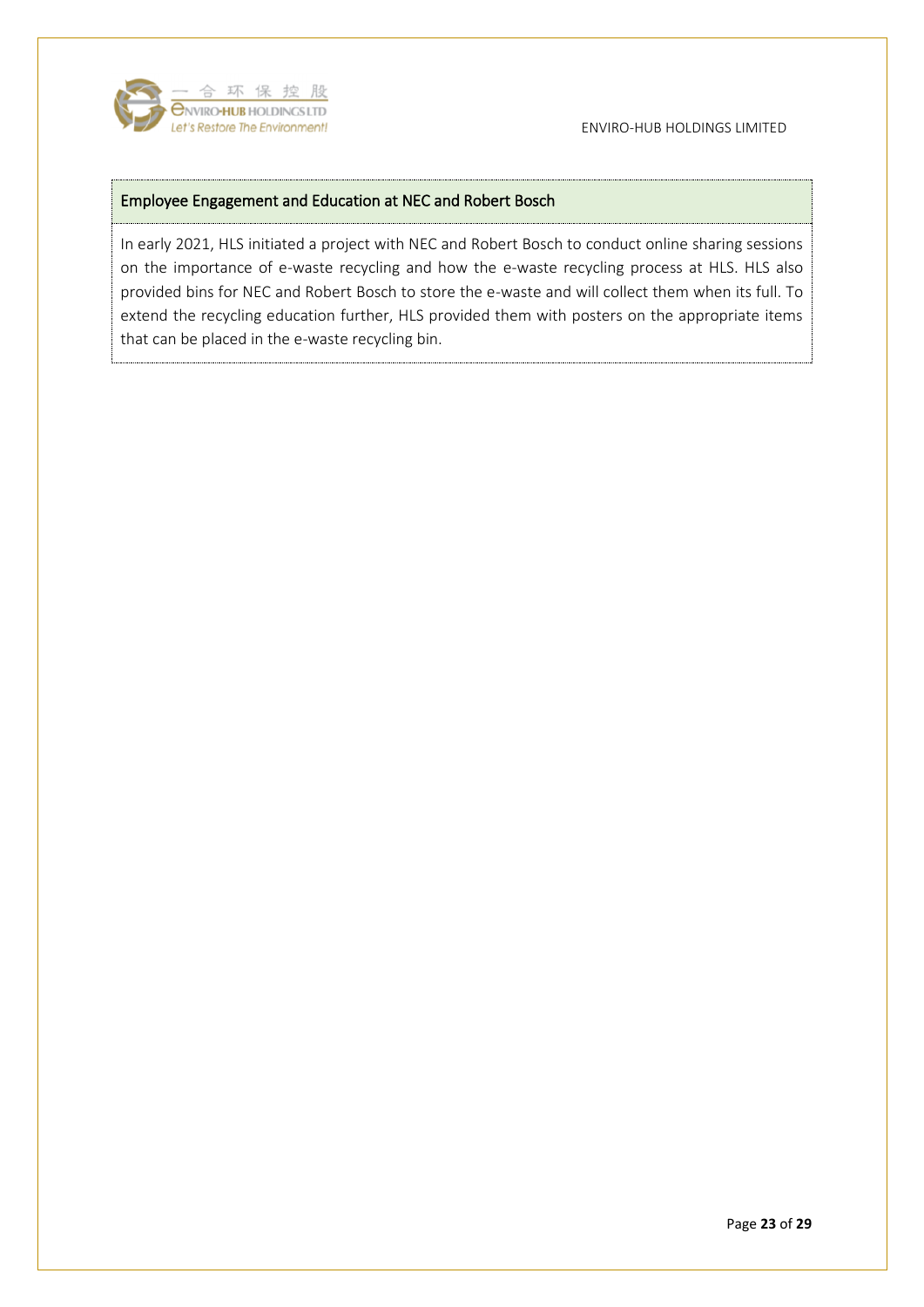### Employee Engagement and Education at NEC and Robert Bosch

In early 2021, HLS initiated a project with NEC and Robert Bosch to conduct online sharing sessions on the importance of e-waste recycling and how the e-waste recycling process at HLS. HLS also provided bins for NEC and Robert Bosch to store the e-waste and will collect them when its full. To extend the recycling education further, HLS provided them with posters on the appropriate items that can be placed in the e-waste recycling bin.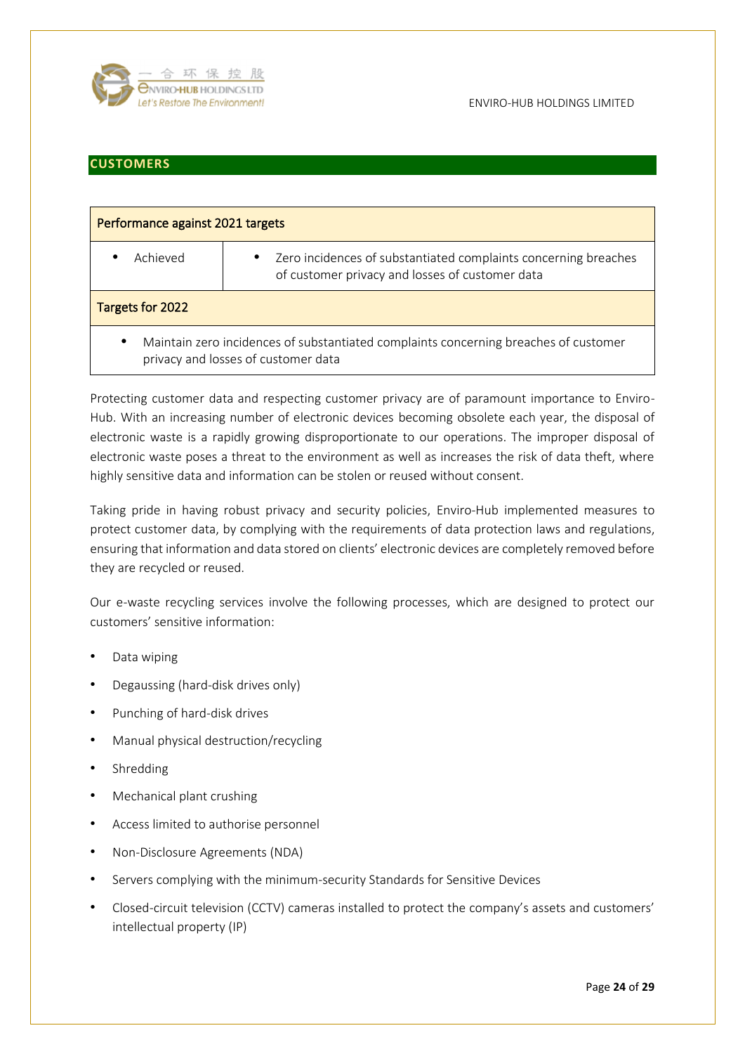## CUSTOMERS

| Performance against 2021 targets | |
|---|---|
| • Achieved | • Zero incidences of substantiated complaints concerning breaches of customer privacy and losses of customer data |
| **Targets for 2022** | |
| • Maintain zero incidences of substantiated complaints concerning breaches of customer privacy and losses of customer data | |

Protecting customer data and respecting customer privacy are of paramount importance to Enviro-Hub. With an increasing number of electronic devices becoming obsolete each year, the disposal of electronic waste is a rapidly growing disproportionate to our operations. The improper disposal of electronic waste poses a threat to the environment as well as increases the risk of data theft, where highly sensitive data and information can be stolen or reused without consent.

Taking pride in having robust privacy and security policies, Enviro-Hub implemented measures to protect customer data, by complying with the requirements of data protection laws and regulations, ensuring that information and data stored on clients' electronic devices are completely removed before they are recycled or reused.

Our e-waste recycling services involve the following processes, which are designed to protect our customers' sensitive information:

- Data wiping
- Degaussing (hard-disk drives only)
- Punching of hard-disk drives
- Manual physical destruction/recycling
- Shredding
- Mechanical plant crushing
- Access limited to authorise personnel
- Non-Disclosure Agreements (NDA)
- Servers complying with the minimum-security Standards for Sensitive Devices
- Closed-circuit television (CCTV) cameras installed to protect the company's assets and customers' intellectual property (IP)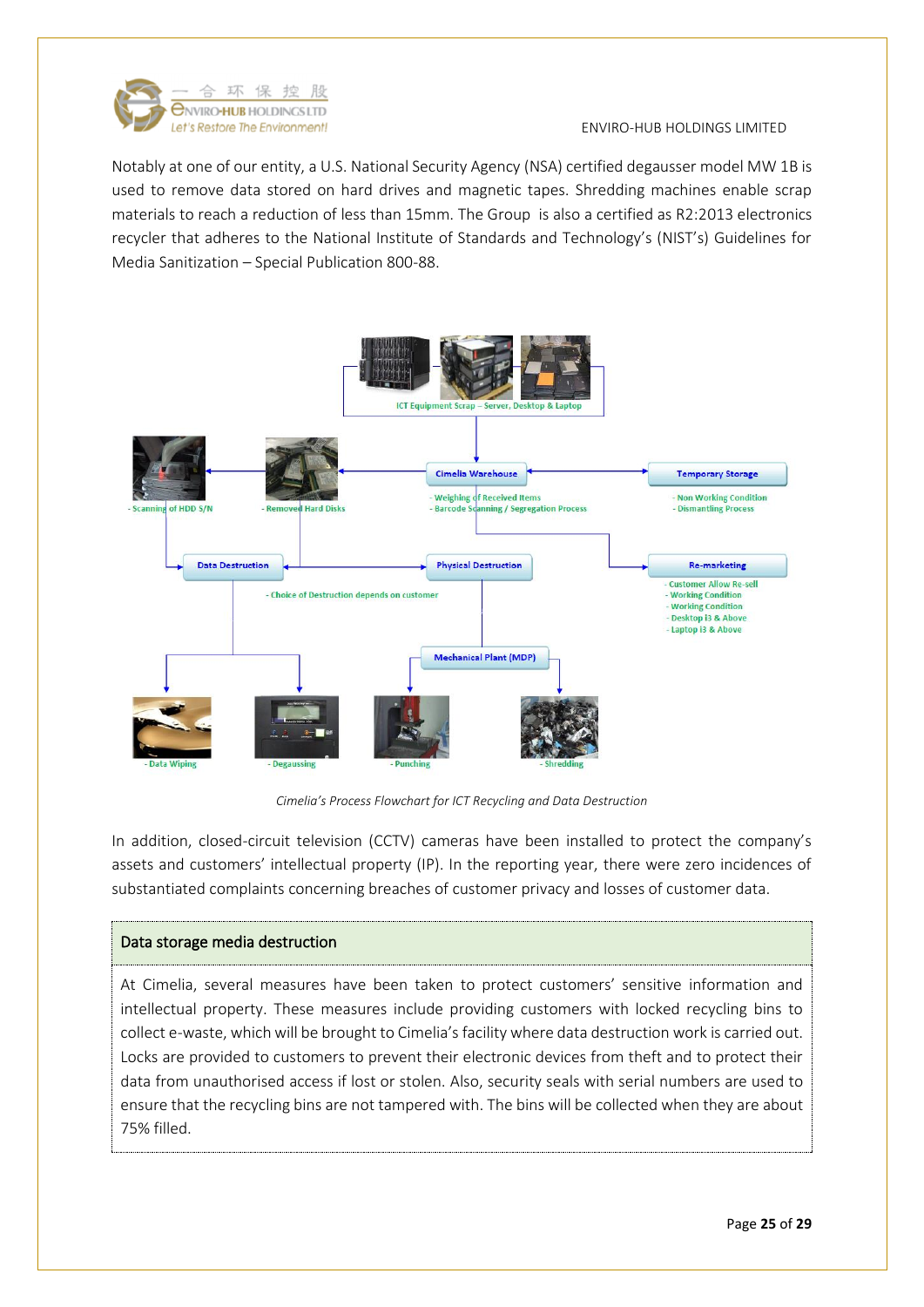Notably at one of our entity, a U.S. National Security Agency (NSA) certified degausser model MW 1B is used to remove data stored on hard drives and magnetic tapes. Shredding machines enable scrap materials to reach a reduction of less than 15mm. The Group is also a certified as R2:2013 electronics recycler that adheres to the National Institute of Standards and Technology's (NIST's) Guidelines for Media Sanitization – Special Publication 800-88.

ICT Equipment Scrap – Server, Desktop & Laptop

Cimelia Warehouse
- Weighing of Received Items
- Barcode Scanning / Segregation Process

Temporary Storage
- Non Working Condition
- Dismantling Process

- Scanning of HDD S/N

- Removed Hard Disks

Data Destruction

Physical Destruction

- Choice of Destruction depends on customer

Re-marketing
- Customer Allow Re-sell
- Working Condition
- Working Condition
- Desktop i3 & Above
- Laptop i3 & Above

Mechanical Plant (MDP)

- Data Wiping

- Degaussing

- Punching

- Shredding

*Cimelia's Process Flowchart for ICT Recycling and Data Destruction*

In addition, closed-circuit television (CCTV) cameras have been installed to protect the company's assets and customers' intellectual property (IP). In the reporting year, there were zero incidences of substantiated complaints concerning breaches of customer privacy and losses of customer data.

### Data storage media destruction

At Cimelia, several measures have been taken to protect customers' sensitive information and intellectual property. These measures include providing customers with locked recycling bins to collect e-waste, which will be brought to Cimelia's facility where data destruction work is carried out. Locks are provided to customers to prevent their electronic devices from theft and to protect their data from unauthorised access if lost or stolen. Also, security seals with serial numbers are used to ensure that the recycling bins are not tampered with. The bins will be collected when they are about 75% filled.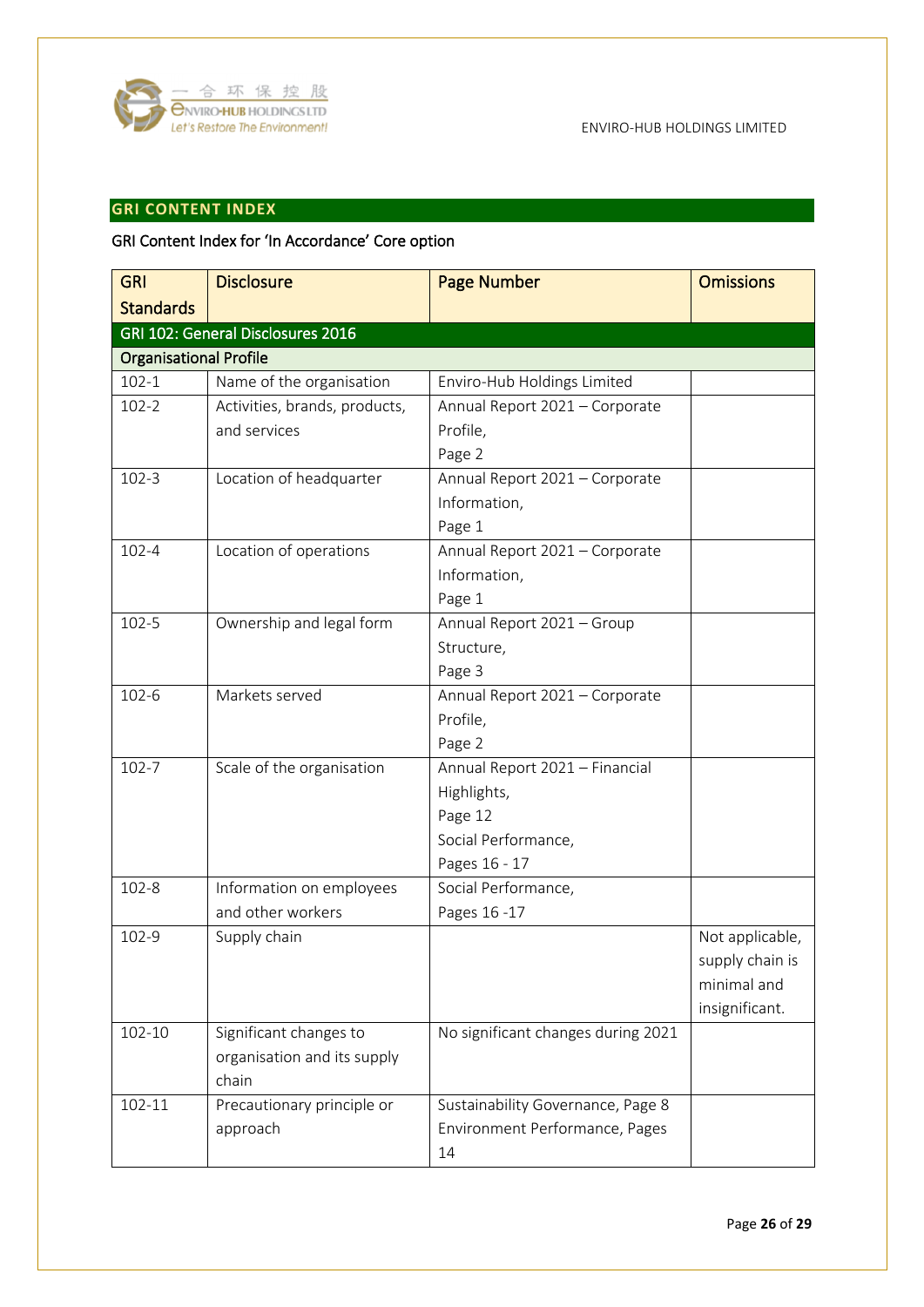## GRI CONTENT INDEX

GRI Content Index for 'In Accordance' Core option

| GRI Standards | Disclosure | Page Number | Omissions |
|---|---|---|---|
| GRI 102: General Disclosures 2016 | | | |
| Organisational Profile | | | |
| 102-1 | Name of the organisation | Enviro-Hub Holdings Limited | |
| 102-2 | Activities, brands, products, and services | Annual Report 2021 – Corporate Profile, Page 2 | |
| 102-3 | Location of headquarter | Annual Report 2021 – Corporate Information, Page 1 | |
| 102-4 | Location of operations | Annual Report 2021 – Corporate Information, Page 1 | |
| 102-5 | Ownership and legal form | Annual Report 2021 – Group Structure, Page 3 | |
| 102-6 | Markets served | Annual Report 2021 – Corporate Profile, Page 2 | |
| 102-7 | Scale of the organisation | Annual Report 2021 – Financial Highlights, Page 12<br>Social Performance, Pages 16 - 17 | |
| 102-8 | Information on employees and other workers | Social Performance, Pages 16 -17 | |
| 102-9 | Supply chain | | Not applicable, supply chain is minimal and insignificant. |
| 102-10 | Significant changes to organisation and its supply chain | No significant changes during 2021 | |
| 102-11 | Precautionary principle or approach | Sustainability Governance, Page 8<br>Environment Performance, Pages 14 | |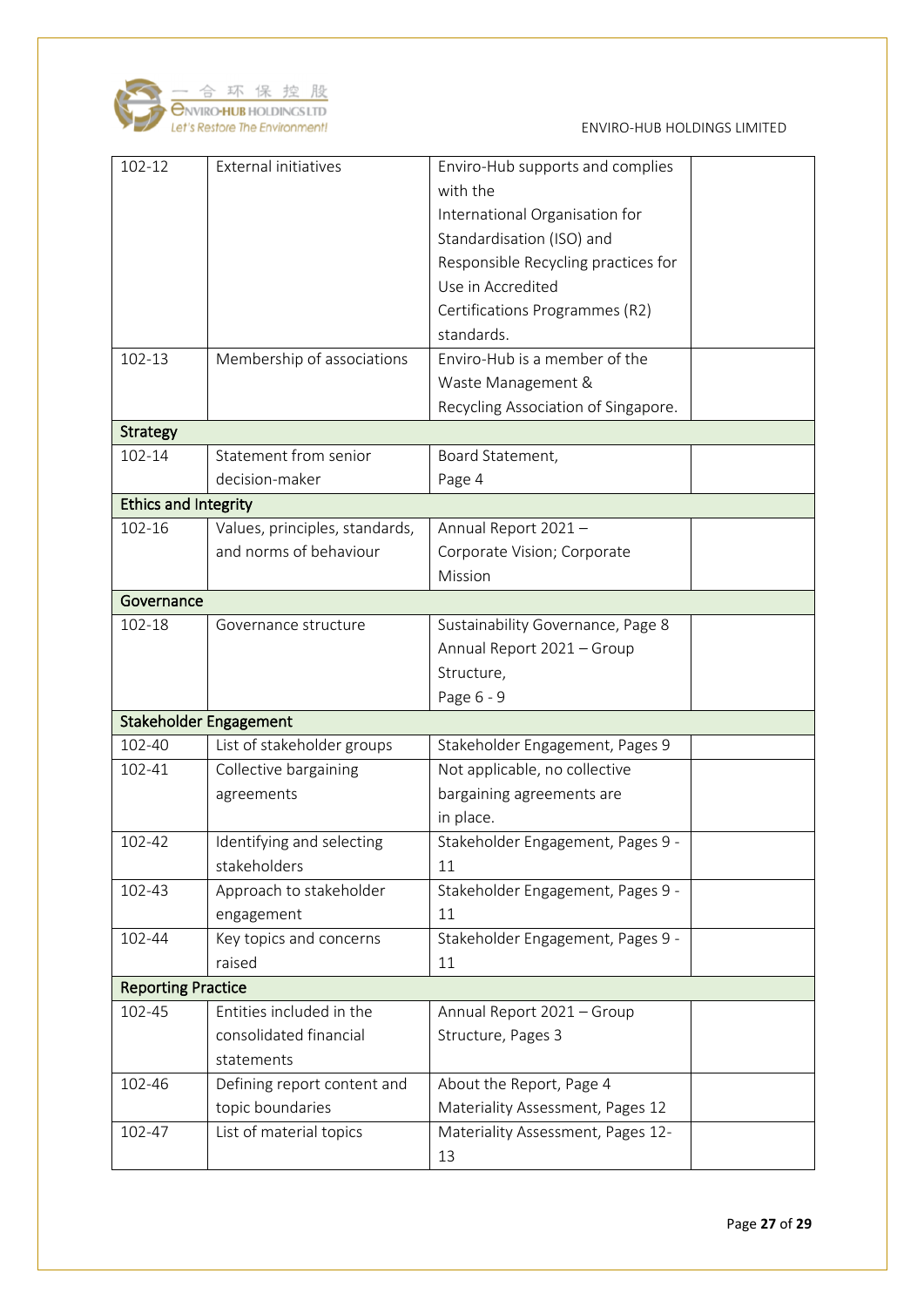| | | | |
|---|---|---|---|
| 102-12 | External initiatives | Enviro-Hub supports and complies with the International Organisation for Standardisation (ISO) and Responsible Recycling practices for Use in Accredited Certifications Programmes (R2) standards. | |
| 102-13 | Membership of associations | Enviro-Hub is a member of the Waste Management & Recycling Association of Singapore. | |
| **Strategy** | | | |
| 102-14 | Statement from senior decision-maker | Board Statement, Page 4 | |
| **Ethics and Integrity** | | | |
| 102-16 | Values, principles, standards, and norms of behaviour | Annual Report 2021 – Corporate Vision; Corporate Mission | |
| **Governance** | | | |
| 102-18 | Governance structure | Sustainability Governance, Page 8 Annual Report 2021 – Group Structure, Page 6 - 9 | |
| **Stakeholder Engagement** | | | |
| 102-40 | List of stakeholder groups | Stakeholder Engagement, Pages 9 | |
| 102-41 | Collective bargaining agreements | Not applicable, no collective bargaining agreements are in place. | |
| 102-42 | Identifying and selecting stakeholders | Stakeholder Engagement, Pages 9 - 11 | |
| 102-43 | Approach to stakeholder engagement | Stakeholder Engagement, Pages 9 - 11 | |
| 102-44 | Key topics and concerns raised | Stakeholder Engagement, Pages 9 - 11 | |
| **Reporting Practice** | | | |
| 102-45 | Entities included in the consolidated financial statements | Annual Report 2021 – Group Structure, Pages 3 | |
| 102-46 | Defining report content and topic boundaries | About the Report, Page 4 Materiality Assessment, Pages 12 | |
| 102-47 | List of material topics | Materiality Assessment, Pages 12-13 | |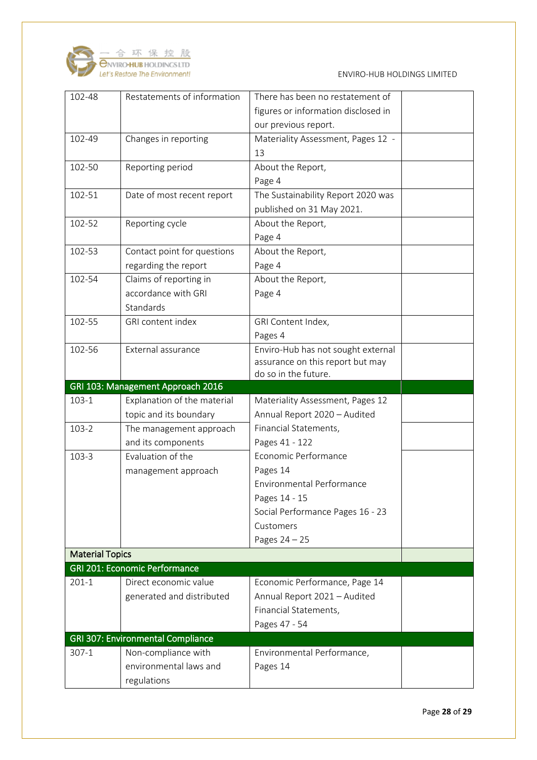| | | | |
|---|---|---|---|
| 102-48 | Restatements of information | There has been no restatement of figures or information disclosed in our previous report. | |
| 102-49 | Changes in reporting | Materiality Assessment, Pages 12 - 13 | |
| 102-50 | Reporting period | About the Report, Page 4 | |
| 102-51 | Date of most recent report | The Sustainability Report 2020 was published on 31 May 2021. | |
| 102-52 | Reporting cycle | About the Report, Page 4 | |
| 102-53 | Contact point for questions regarding the report | About the Report, Page 4 | |
| 102-54 | Claims of reporting in accordance with GRI Standards | About the Report, Page 4 | |
| 102-55 | GRI content index | GRI Content Index, Pages 4 | |
| 102-56 | External assurance | Enviro-Hub has not sought external assurance on this report but may do so in the future. | |
| **GRI 103: Management Approach 2016** | | | |
| 103-1 | Explanation of the material topic and its boundary | Materiality Assessment, Pages 12<br>Annual Report 2020 – Audited Financial Statements, Pages 41 - 122<br>Economic Performance Pages 14<br>Environmental Performance Pages 14 - 15<br>Social Performance Pages 16 - 23<br>Customers Pages 24 – 25 | |
| 103-2 | The management approach and its components | | |
| 103-3 | Evaluation of the management approach | | |
| **Material Topics** | | | |
| **GRI 201: Economic Performance** | | | |
| 201-1 | Direct economic value generated and distributed | Economic Performance, Page 14<br>Annual Report 2021 – Audited Financial Statements, Pages 47 - 54 | |
| **GRI 307: Environmental Compliance** | | | |
| 307-1 | Non-compliance with environmental laws and regulations | Environmental Performance, Pages 14 | |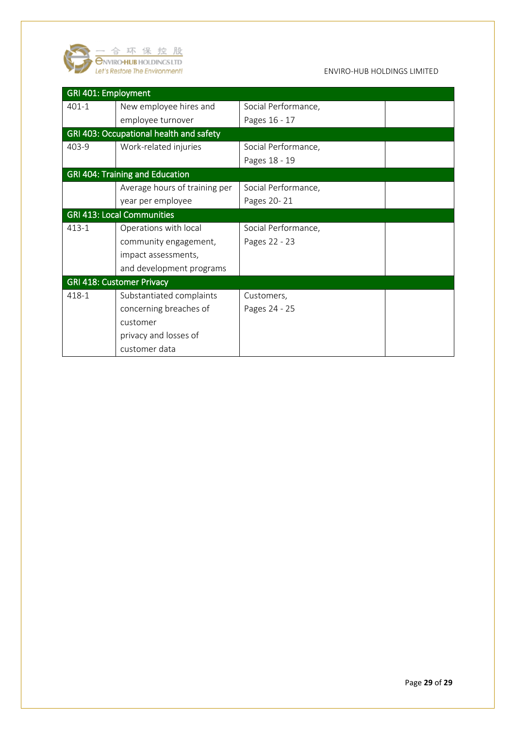| | | | |
|---|---|---|---|
| **GRI 401: Employment** | | | |
| 401-1 | New employee hires and employee turnover | Social Performance, Pages 16 - 17 | |
| **GRI 403: Occupational health and safety** | | | |
| 403-9 | Work-related injuries | Social Performance, Pages 18 - 19 | |
| **GRI 404: Training and Education** | | | |
| | Average hours of training per year per employee | Social Performance, Pages 20- 21 | |
| **GRI 413: Local Communities** | | | |
| 413-1 | Operations with local community engagement, impact assessments, and development programs | Social Performance, Pages 22 - 23 | |
| **GRI 418: Customer Privacy** | | | |
| 418-1 | Substantiated complaints concerning breaches of customer privacy and losses of customer data | Customers, Pages 24 - 25 | |